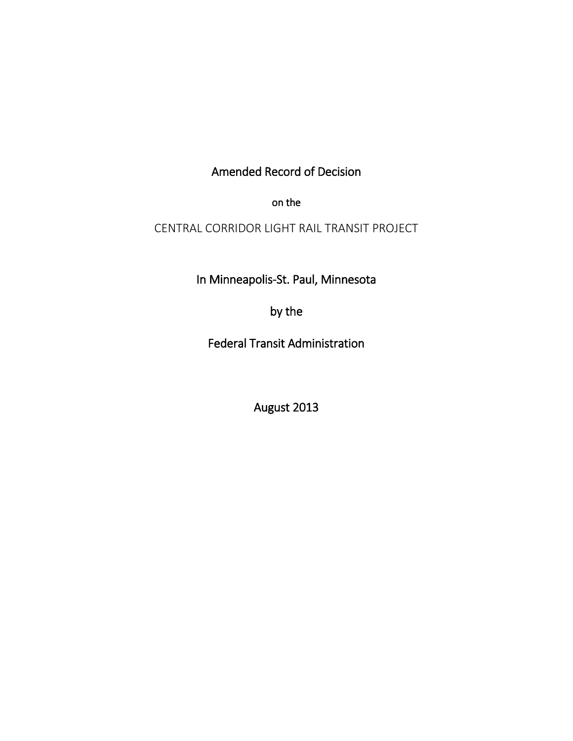# Amended Record of Decision

on the

CENTRAL CORRIDOR LIGHT RAIL TRANSIT PROJECT

In Minneapolis-St. Paul, Minnesota

by the

Federal Transit Administration

August 2013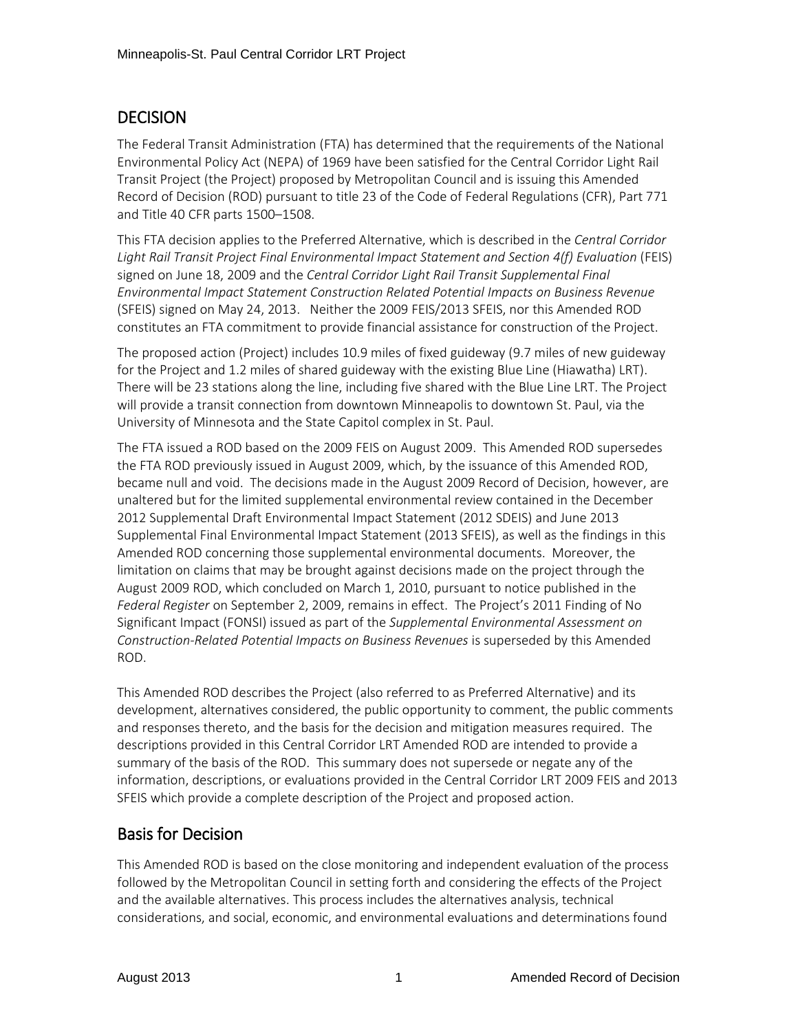## DECISION

The Federal Transit Administration (FTA) has determined that the requirements of the National Environmental Policy Act (NEPA) of 1969 have been satisfied for the Central Corridor Light Rail Transit Project (the Project) proposed by Metropolitan Council and is issuing this Amended Record of Decision (ROD) pursuant to title 23 of the Code of Federal Regulations (CFR), Part 771 and Title 40 CFR parts 1500–1508.

This FTA decision applies to the Preferred Alternative, which is described in the *Central Corridor Light Rail Transit Project Final Environmental Impact Statement and Section 4(f) Evaluation* (FEIS) signed on June 18, 2009 and the *Central Corridor Light Rail Transit Supplemental Final Environmental Impact Statement Construction Related Potential Impacts on Business Revenue* (SFEIS) signed on May 24, 2013. Neither the 2009 FEIS/2013 SFEIS, nor this Amended ROD constitutes an FTA commitment to provide financial assistance for construction of the Project.

The proposed action (Project) includes 10.9 miles of fixed guideway (9.7 miles of new guideway for the Project and 1.2 miles of shared guideway with the existing Blue Line (Hiawatha) LRT). There will be 23 stations along the line, including five shared with the Blue Line LRT. The Project will provide a transit connection from downtown Minneapolis to downtown St. Paul, via the University of Minnesota and the State Capitol complex in St. Paul.

The FTA issued a ROD based on the 2009 FEIS on August 2009. This Amended ROD supersedes the FTA ROD previously issued in August 2009, which, by the issuance of this Amended ROD, became null and void. The decisions made in the August 2009 Record of Decision, however, are unaltered but for the limited supplemental environmental review contained in the December 2012 Supplemental Draft Environmental Impact Statement (2012 SDEIS) and June 2013 Supplemental Final Environmental Impact Statement (2013 SFEIS), as well as the findings in this Amended ROD concerning those supplemental environmental documents. Moreover, the limitation on claims that may be brought against decisions made on the project through the August 2009 ROD, which concluded on March 1, 2010, pursuant to notice published in the *Federal Register* on September 2, 2009, remains in effect. The Project's 2011 Finding of No Significant Impact (FONSI) issued as part of the *Supplemental Environmental Assessment on Construction-Related Potential Impacts on Business Revenues* is superseded by this Amended ROD.

This Amended ROD describes the Project (also referred to as Preferred Alternative) and its development, alternatives considered, the public opportunity to comment, the public comments and responses thereto, and the basis for the decision and mitigation measures required. The descriptions provided in this Central Corridor LRT Amended ROD are intended to provide a summary of the basis of the ROD. This summary does not supersede or negate any of the information, descriptions, or evaluations provided in the Central Corridor LRT 2009 FEIS and 2013 SFEIS which provide a complete description of the Project and proposed action.

## Basis for Decision

This Amended ROD is based on the close monitoring and independent evaluation of the process followed by the Metropolitan Council in setting forth and considering the effects of the Project and the available alternatives. This process includes the alternatives analysis, technical considerations, and social, economic, and environmental evaluations and determinations found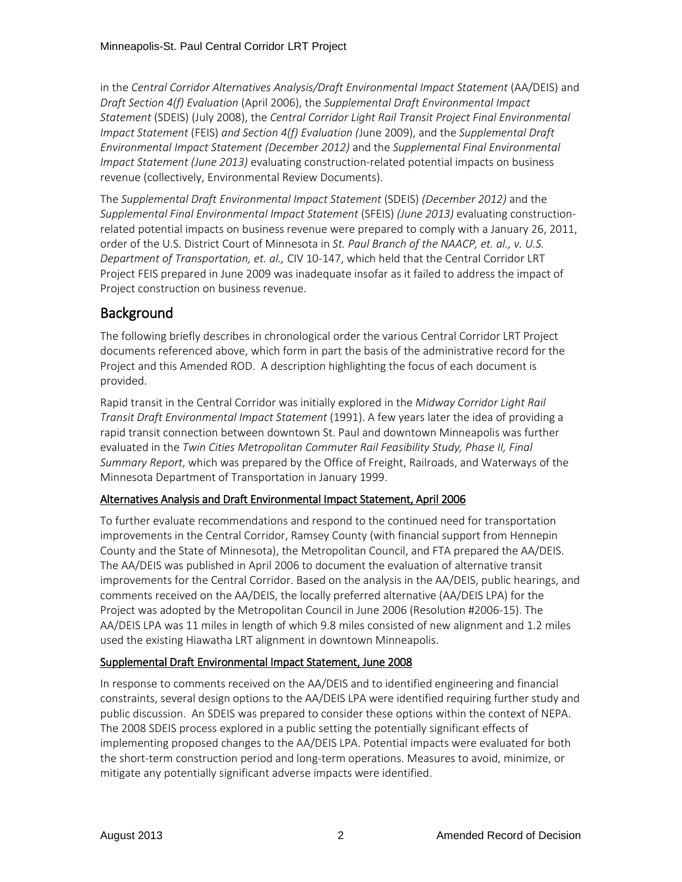in the *Central Corridor Alternatives Analysis/Draft Environmental Impact Statement* (AA/DEIS) and *Draft Section 4(f) Evaluation* (April 2006), the *Supplemental Draft Environmental Impact Statement* (SDEIS) (July 2008), the *Central Corridor Light Rail Transit Project Final Environmental Impact Statement* (FEIS) *and Section 4(f) Evaluation (*June 2009), and the *Supplemental Draft Environmental Impact Statement (December 2012)* and the *Supplemental Final Environmental Impact Statement (June 2013)* evaluating construction-related potential impacts on business revenue (collectively, Environmental Review Documents).

The *Supplemental Draft Environmental Impact Statement* (SDEIS) *(December 2012)* and the *Supplemental Final Environmental Impact Statement* (SFEIS) *(June 2013)* evaluating construction-related potential impacts on business revenue were prepared to comply with a January 26, 2011, order of the U.S. District Court of Minnesota in *St. Paul Branch of the NAACP, et. al., v. U.S. Department of Transportation, et. al.,* CIV 10-147, which held that the Central Corridor LRT Project FEIS prepared in June 2009 was inadequate insofar as it failed to address the impact of Project construction on business revenue.

## Background

The following briefly describes in chronological order the various Central Corridor LRT Project documents referenced above, which form in part the basis of the administrative record for the Project and this Amended ROD. A description highlighting the focus of each document is provided.

Rapid transit in the Central Corridor was initially explored in the *Midway Corridor Light Rail Transit Draft Environmental Impact Statement* (1991). A few years later the idea of providing a rapid transit connection between downtown St. Paul and downtown Minneapolis was further evaluated in the *Twin Cities Metropolitan Commuter Rail Feasibility Study, Phase II, Final Summary Report*, which was prepared by the Office of Freight, Railroads, and Waterways of the Minnesota Department of Transportation in January 1999.

### Alternatives Analysis and Draft Environmental Impact Statement, April 2006

To further evaluate recommendations and respond to the continued need for transportation improvements in the Central Corridor, Ramsey County (with financial support from Hennepin County and the State of Minnesota), the Metropolitan Council, and FTA prepared the AA/DEIS. The AA/DEIS was published in April 2006 to document the evaluation of alternative transit improvements for the Central Corridor. Based on the analysis in the AA/DEIS, public hearings, and comments received on the AA/DEIS, the locally preferred alternative (AA/DEIS LPA) for the Project was adopted by the Metropolitan Council in June 2006 (Resolution #2006-15). The AA/DEIS LPA was 11 miles in length of which 9.8 miles consisted of new alignment and 1.2 miles used the existing Hiawatha LRT alignment in downtown Minneapolis.

### Supplemental Draft Environmental Impact Statement, June 2008

In response to comments received on the AA/DEIS and to identified engineering and financial constraints, several design options to the AA/DEIS LPA were identified requiring further study and public discussion. An SDEIS was prepared to consider these options within the context of NEPA. The 2008 SDEIS process explored in a public setting the potentially significant effects of implementing proposed changes to the AA/DEIS LPA. Potential impacts were evaluated for both the short-term construction period and long-term operations. Measures to avoid, minimize, or mitigate any potentially significant adverse impacts were identified.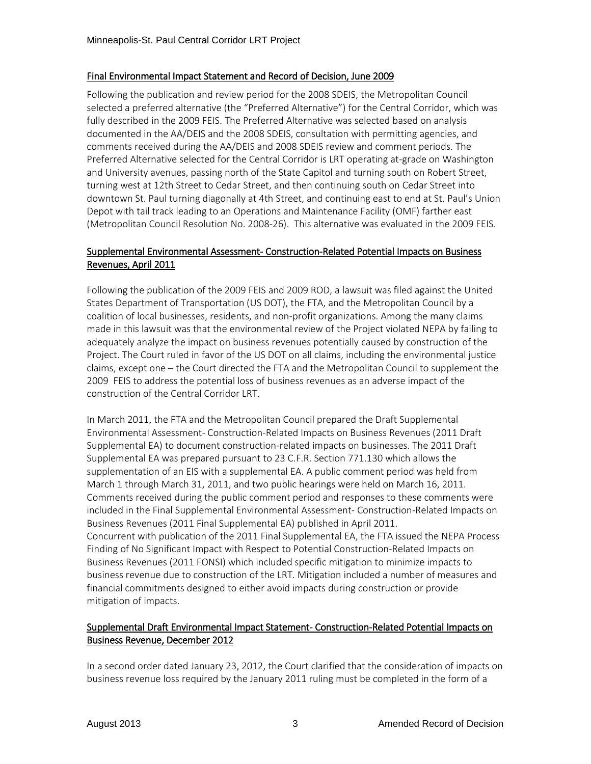#### Final Environmental Impact Statement and Record of Decision, June 2009

Following the publication and review period for the 2008 SDEIS, the Metropolitan Council selected a preferred alternative (the "Preferred Alternative") for the Central Corridor, which was fully described in the 2009 FEIS. The Preferred Alternative was selected based on analysis documented in the AA/DEIS and the 2008 SDEIS, consultation with permitting agencies, and comments received during the AA/DEIS and 2008 SDEIS review and comment periods. The Preferred Alternative selected for the Central Corridor is LRT operating at-grade on Washington and University avenues, passing north of the State Capitol and turning south on Robert Street, turning west at 12th Street to Cedar Street, and then continuing south on Cedar Street into downtown St. Paul turning diagonally at 4th Street, and continuing east to end at St. Paul's Union Depot with tail track leading to an Operations and Maintenance Facility (OMF) farther east (Metropolitan Council Resolution No. 2008-26). This alternative was evaluated in the 2009 FEIS.

#### Supplemental Environmental Assessment- Construction-Related Potential Impacts on Business Revenues, April 2011

Following the publication of the 2009 FEIS and 2009 ROD, a lawsuit was filed against the United States Department of Transportation (US DOT), the FTA, and the Metropolitan Council by a coalition of local businesses, residents, and non-profit organizations. Among the many claims made in this lawsuit was that the environmental review of the Project violated NEPA by failing to adequately analyze the impact on business revenues potentially caused by construction of the Project. The Court ruled in favor of the US DOT on all claims, including the environmental justice claims, except one – the Court directed the FTA and the Metropolitan Council to supplement the 2009 FEIS to address the potential loss of business revenues as an adverse impact of the construction of the Central Corridor LRT.

In March 2011, the FTA and the Metropolitan Council prepared the Draft Supplemental Environmental Assessment- Construction-Related Impacts on Business Revenues (2011 Draft Supplemental EA) to document construction-related impacts on businesses. The 2011 Draft Supplemental EA was prepared pursuant to 23 C.F.R. Section 771.130 which allows the supplementation of an EIS with a supplemental EA. A public comment period was held from March 1 through March 31, 2011, and two public hearings were held on March 16, 2011. Comments received during the public comment period and responses to these comments were included in the Final Supplemental Environmental Assessment- Construction-Related Impacts on Business Revenues (2011 Final Supplemental EA) published in April 2011.
Concurrent with publication of the 2011 Final Supplemental EA, the FTA issued the NEPA Process Finding of No Significant Impact with Respect to Potential Construction-Related Impacts on Business Revenues (2011 FONSI) which included specific mitigation to minimize impacts to business revenue due to construction of the LRT. Mitigation included a number of measures and financial commitments designed to either avoid impacts during construction or provide mitigation of impacts.

#### Supplemental Draft Environmental Impact Statement- Construction-Related Potential Impacts on Business Revenue, December 2012

In a second order dated January 23, 2012, the Court clarified that the consideration of impacts on business revenue loss required by the January 2011 ruling must be completed in the form of a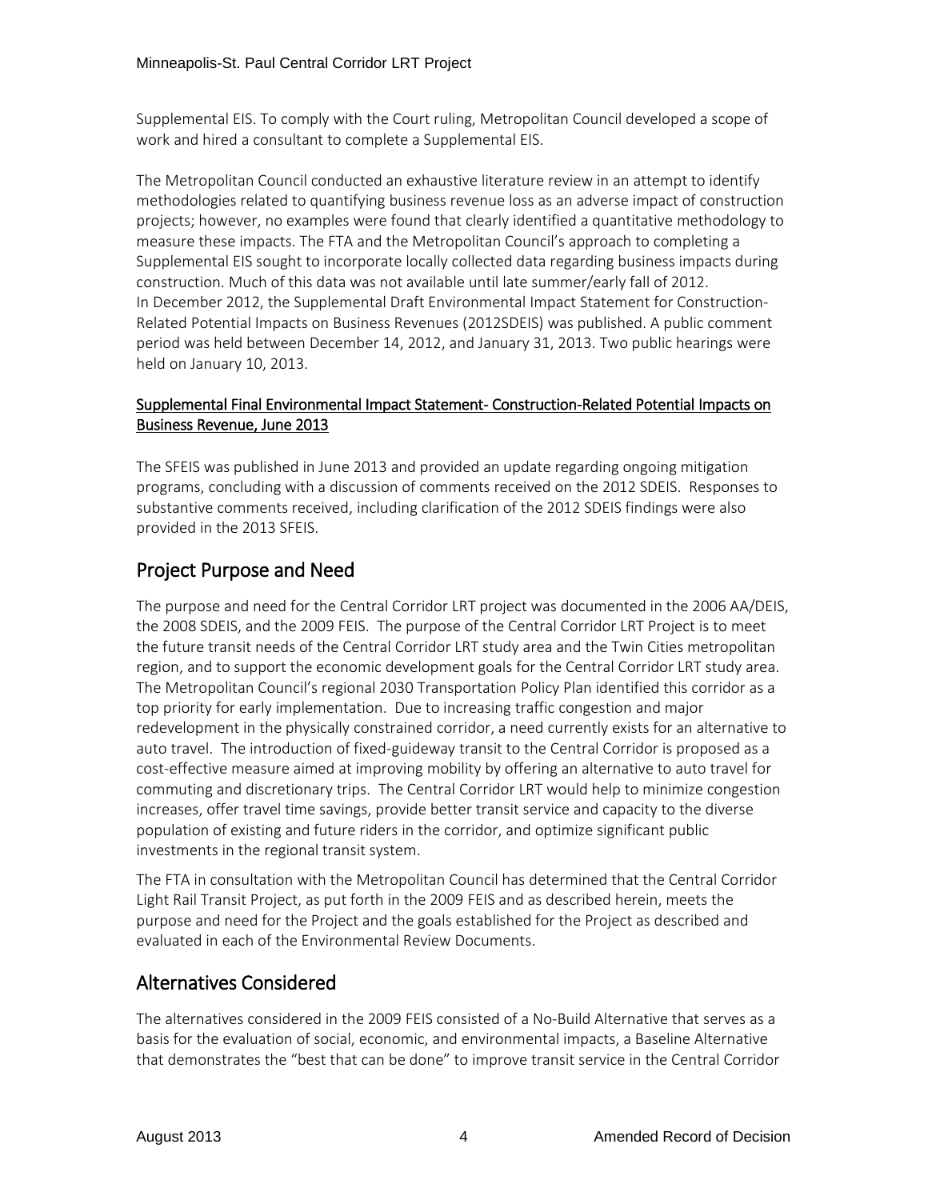Supplemental EIS. To comply with the Court ruling, Metropolitan Council developed a scope of work and hired a consultant to complete a Supplemental EIS.

The Metropolitan Council conducted an exhaustive literature review in an attempt to identify methodologies related to quantifying business revenue loss as an adverse impact of construction projects; however, no examples were found that clearly identified a quantitative methodology to measure these impacts. The FTA and the Metropolitan Council's approach to completing a Supplemental EIS sought to incorporate locally collected data regarding business impacts during construction. Much of this data was not available until late summer/early fall of 2012. In December 2012, the Supplemental Draft Environmental Impact Statement for Construction-Related Potential Impacts on Business Revenues (2012SDEIS) was published. A public comment period was held between December 14, 2012, and January 31, 2013. Two public hearings were held on January 10, 2013.

### Supplemental Final Environmental Impact Statement- Construction-Related Potential Impacts on Business Revenue, June 2013

The SFEIS was published in June 2013 and provided an update regarding ongoing mitigation programs, concluding with a discussion of comments received on the 2012 SDEIS. Responses to substantive comments received, including clarification of the 2012 SDEIS findings were also provided in the 2013 SFEIS.

## Project Purpose and Need

The purpose and need for the Central Corridor LRT project was documented in the 2006 AA/DEIS, the 2008 SDEIS, and the 2009 FEIS. The purpose of the Central Corridor LRT Project is to meet the future transit needs of the Central Corridor LRT study area and the Twin Cities metropolitan region, and to support the economic development goals for the Central Corridor LRT study area. The Metropolitan Council's regional 2030 Transportation Policy Plan identified this corridor as a top priority for early implementation. Due to increasing traffic congestion and major redevelopment in the physically constrained corridor, a need currently exists for an alternative to auto travel. The introduction of fixed-guideway transit to the Central Corridor is proposed as a cost-effective measure aimed at improving mobility by offering an alternative to auto travel for commuting and discretionary trips. The Central Corridor LRT would help to minimize congestion increases, offer travel time savings, provide better transit service and capacity to the diverse population of existing and future riders in the corridor, and optimize significant public investments in the regional transit system.

The FTA in consultation with the Metropolitan Council has determined that the Central Corridor Light Rail Transit Project, as put forth in the 2009 FEIS and as described herein, meets the purpose and need for the Project and the goals established for the Project as described and evaluated in each of the Environmental Review Documents.

## Alternatives Considered

The alternatives considered in the 2009 FEIS consisted of a No-Build Alternative that serves as a basis for the evaluation of social, economic, and environmental impacts, a Baseline Alternative that demonstrates the "best that can be done" to improve transit service in the Central Corridor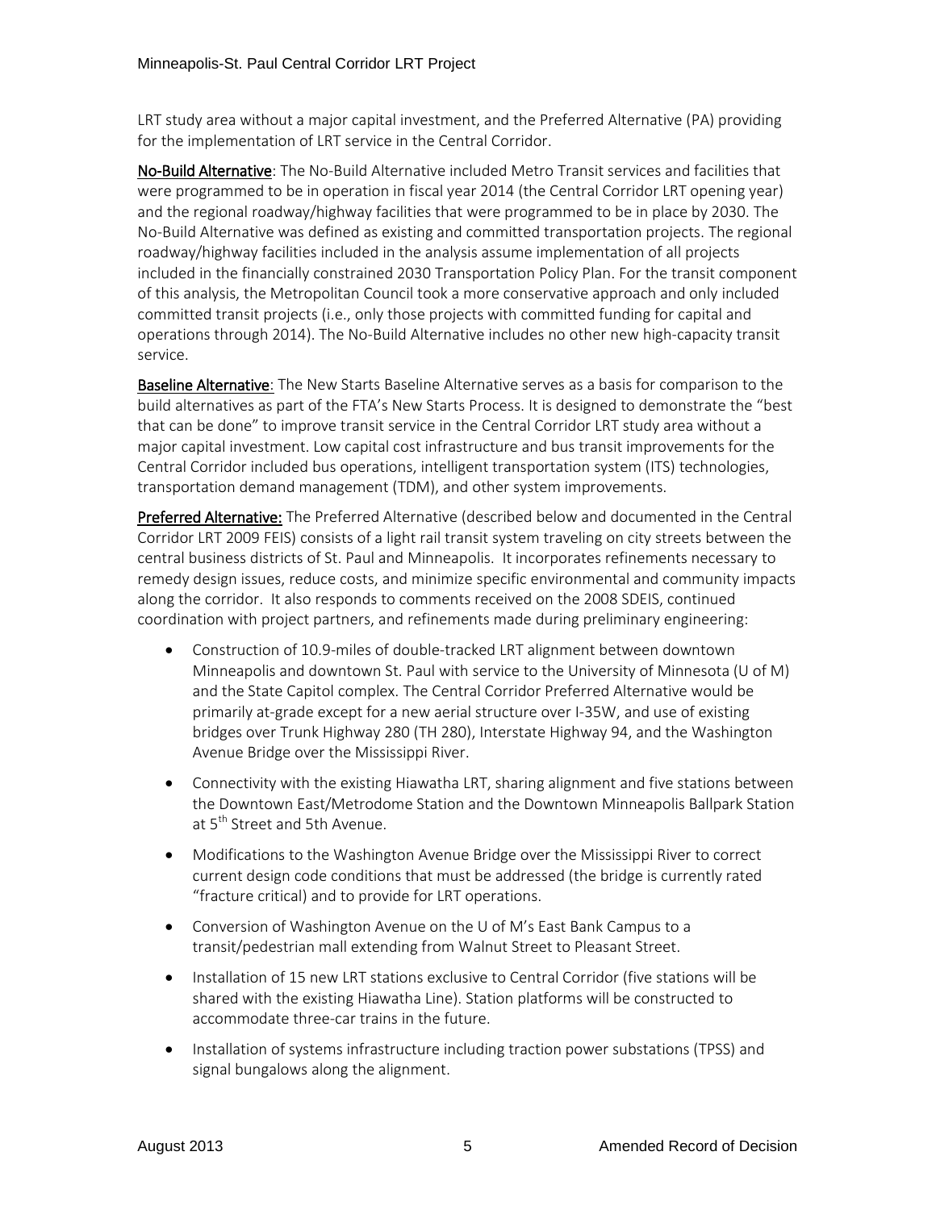LRT study area without a major capital investment, and the Preferred Alternative (PA) providing for the implementation of LRT service in the Central Corridor.

**No-Build Alternative**: The No-Build Alternative included Metro Transit services and facilities that were programmed to be in operation in fiscal year 2014 (the Central Corridor LRT opening year) and the regional roadway/highway facilities that were programmed to be in place by 2030. The No-Build Alternative was defined as existing and committed transportation projects. The regional roadway/highway facilities included in the analysis assume implementation of all projects included in the financially constrained 2030 Transportation Policy Plan. For the transit component of this analysis, the Metropolitan Council took a more conservative approach and only included committed transit projects (i.e., only those projects with committed funding for capital and operations through 2014). The No-Build Alternative includes no other new high-capacity transit service.

**Baseline Alternative**: The New Starts Baseline Alternative serves as a basis for comparison to the build alternatives as part of the FTA's New Starts Process. It is designed to demonstrate the "best that can be done" to improve transit service in the Central Corridor LRT study area without a major capital investment. Low capital cost infrastructure and bus transit improvements for the Central Corridor included bus operations, intelligent transportation system (ITS) technologies, transportation demand management (TDM), and other system improvements.

**Preferred Alternative:** The Preferred Alternative (described below and documented in the Central Corridor LRT 2009 FEIS) consists of a light rail transit system traveling on city streets between the central business districts of St. Paul and Minneapolis. It incorporates refinements necessary to remedy design issues, reduce costs, and minimize specific environmental and community impacts along the corridor. It also responds to comments received on the 2008 SDEIS, continued coordination with project partners, and refinements made during preliminary engineering:

- Construction of 10.9-miles of double-tracked LRT alignment between downtown Minneapolis and downtown St. Paul with service to the University of Minnesota (U of M) and the State Capitol complex. The Central Corridor Preferred Alternative would be primarily at-grade except for a new aerial structure over I-35W, and use of existing bridges over Trunk Highway 280 (TH 280), Interstate Highway 94, and the Washington Avenue Bridge over the Mississippi River.
- Connectivity with the existing Hiawatha LRT, sharing alignment and five stations between the Downtown East/Metrodome Station and the Downtown Minneapolis Ballpark Station at 5th Street and 5th Avenue.
- Modifications to the Washington Avenue Bridge over the Mississippi River to correct current design code conditions that must be addressed (the bridge is currently rated "fracture critical) and to provide for LRT operations.
- Conversion of Washington Avenue on the U of M's East Bank Campus to a transit/pedestrian mall extending from Walnut Street to Pleasant Street.
- Installation of 15 new LRT stations exclusive to Central Corridor (five stations will be shared with the existing Hiawatha Line). Station platforms will be constructed to accommodate three-car trains in the future.
- Installation of systems infrastructure including traction power substations (TPSS) and signal bungalows along the alignment.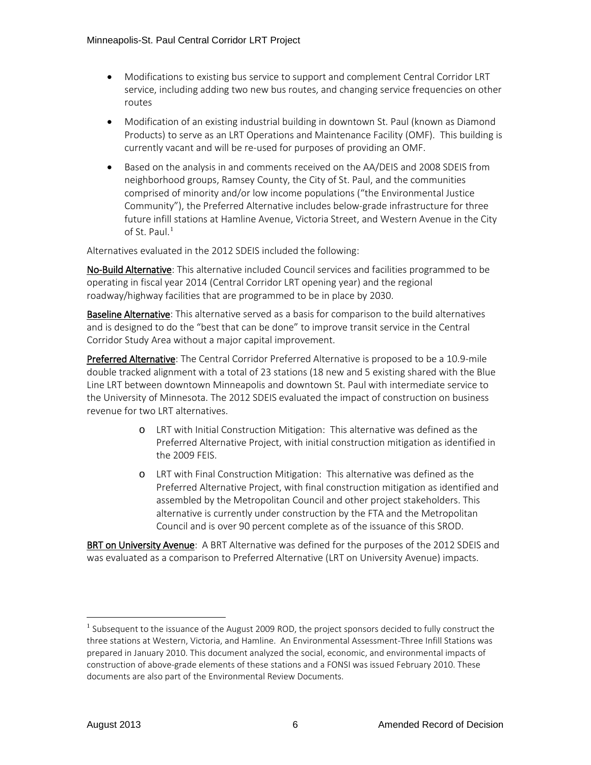- Modifications to existing bus service to support and complement Central Corridor LRT service, including adding two new bus routes, and changing service frequencies on other routes
- Modification of an existing industrial building in downtown St. Paul (known as Diamond Products) to serve as an LRT Operations and Maintenance Facility (OMF). This building is currently vacant and will be re-used for purposes of providing an OMF.
- Based on the analysis in and comments received on the AA/DEIS and 2008 SDEIS from neighborhood groups, Ramsey County, the City of St. Paul, and the communities comprised of minority and/or low income populations ("the Environmental Justice Community"), the Preferred Alternative includes below-grade infrastructure for three future infill stations at Hamline Avenue, Victoria Street, and Western Avenue in the City of St. Paul.[1]

Alternatives evaluated in the 2012 SDEIS included the following:

**No-Build Alternative**: This alternative included Council services and facilities programmed to be operating in fiscal year 2014 (Central Corridor LRT opening year) and the regional roadway/highway facilities that are programmed to be in place by 2030.

**Baseline Alternative**: This alternative served as a basis for comparison to the build alternatives and is designed to do the "best that can be done" to improve transit service in the Central Corridor Study Area without a major capital improvement.

**Preferred Alternative**: The Central Corridor Preferred Alternative is proposed to be a 10.9-mile double tracked alignment with a total of 23 stations (18 new and 5 existing shared with the Blue Line LRT between downtown Minneapolis and downtown St. Paul with intermediate service to the University of Minnesota. The 2012 SDEIS evaluated the impact of construction on business revenue for two LRT alternatives.

- LRT with Initial Construction Mitigation: This alternative was defined as the Preferred Alternative Project, with initial construction mitigation as identified in the 2009 FEIS.
- LRT with Final Construction Mitigation: This alternative was defined as the Preferred Alternative Project, with final construction mitigation as identified and assembled by the Metropolitan Council and other project stakeholders. This alternative is currently under construction by the FTA and the Metropolitan Council and is over 90 percent complete as of the issuance of this SROD.

**BRT on University Avenue**: A BRT Alternative was defined for the purposes of the 2012 SDEIS and was evaluated as a comparison to Preferred Alternative (LRT on University Avenue) impacts.

---

[1] Subsequent to the issuance of the August 2009 ROD, the project sponsors decided to fully construct the three stations at Western, Victoria, and Hamline. An Environmental Assessment-Three Infill Stations was prepared in January 2010. This document analyzed the social, economic, and environmental impacts of construction of above-grade elements of these stations and a FONSI was issued February 2010. These documents are also part of the Environmental Review Documents.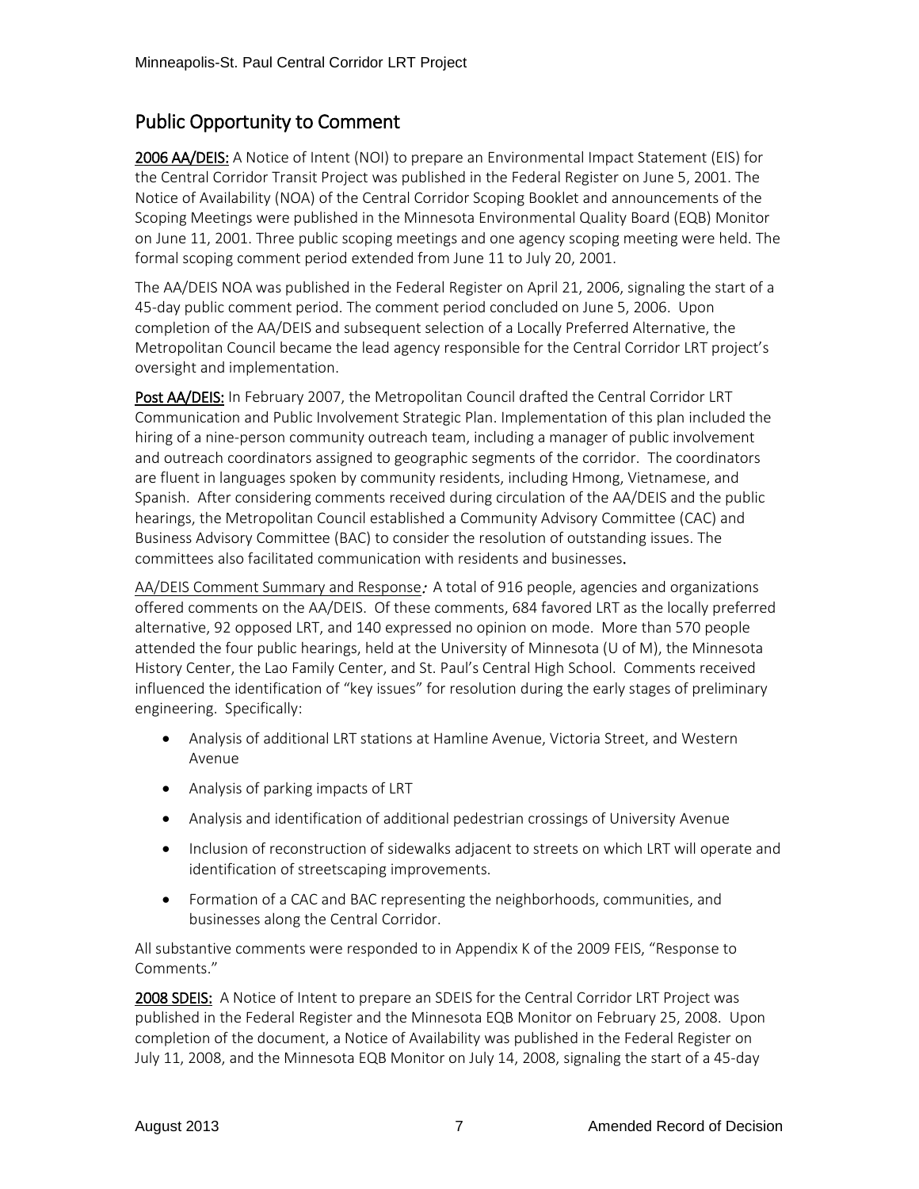## Public Opportunity to Comment

**2006 AA/DEIS:** A Notice of Intent (NOI) to prepare an Environmental Impact Statement (EIS) for the Central Corridor Transit Project was published in the Federal Register on June 5, 2001. The Notice of Availability (NOA) of the Central Corridor Scoping Booklet and announcements of the Scoping Meetings were published in the Minnesota Environmental Quality Board (EQB) Monitor on June 11, 2001. Three public scoping meetings and one agency scoping meeting were held. The formal scoping comment period extended from June 11 to July 20, 2001.

The AA/DEIS NOA was published in the Federal Register on April 21, 2006, signaling the start of a 45-day public comment period. The comment period concluded on June 5, 2006. Upon completion of the AA/DEIS and subsequent selection of a Locally Preferred Alternative, the Metropolitan Council became the lead agency responsible for the Central Corridor LRT project's oversight and implementation.

**Post AA/DEIS:** In February 2007, the Metropolitan Council drafted the Central Corridor LRT Communication and Public Involvement Strategic Plan. Implementation of this plan included the hiring of a nine-person community outreach team, including a manager of public involvement and outreach coordinators assigned to geographic segments of the corridor. The coordinators are fluent in languages spoken by community residents, including Hmong, Vietnamese, and Spanish. After considering comments received during circulation of the AA/DEIS and the public hearings, the Metropolitan Council established a Community Advisory Committee (CAC) and Business Advisory Committee (BAC) to consider the resolution of outstanding issues. The committees also facilitated communication with residents and businesses.

AA/DEIS Comment Summary and Response*:* A total of 916 people, agencies and organizations offered comments on the AA/DEIS. Of these comments, 684 favored LRT as the locally preferred alternative, 92 opposed LRT, and 140 expressed no opinion on mode. More than 570 people attended the four public hearings, held at the University of Minnesota (U of M), the Minnesota History Center, the Lao Family Center, and St. Paul's Central High School. Comments received influenced the identification of "key issues" for resolution during the early stages of preliminary engineering. Specifically:

- Analysis of additional LRT stations at Hamline Avenue, Victoria Street, and Western Avenue
- Analysis of parking impacts of LRT
- Analysis and identification of additional pedestrian crossings of University Avenue
- Inclusion of reconstruction of sidewalks adjacent to streets on which LRT will operate and identification of streetscaping improvements.
- Formation of a CAC and BAC representing the neighborhoods, communities, and businesses along the Central Corridor.

All substantive comments were responded to in Appendix K of the 2009 FEIS, "Response to Comments."

**2008 SDEIS:** A Notice of Intent to prepare an SDEIS for the Central Corridor LRT Project was published in the Federal Register and the Minnesota EQB Monitor on February 25, 2008. Upon completion of the document, a Notice of Availability was published in the Federal Register on July 11, 2008, and the Minnesota EQB Monitor on July 14, 2008, signaling the start of a 45-day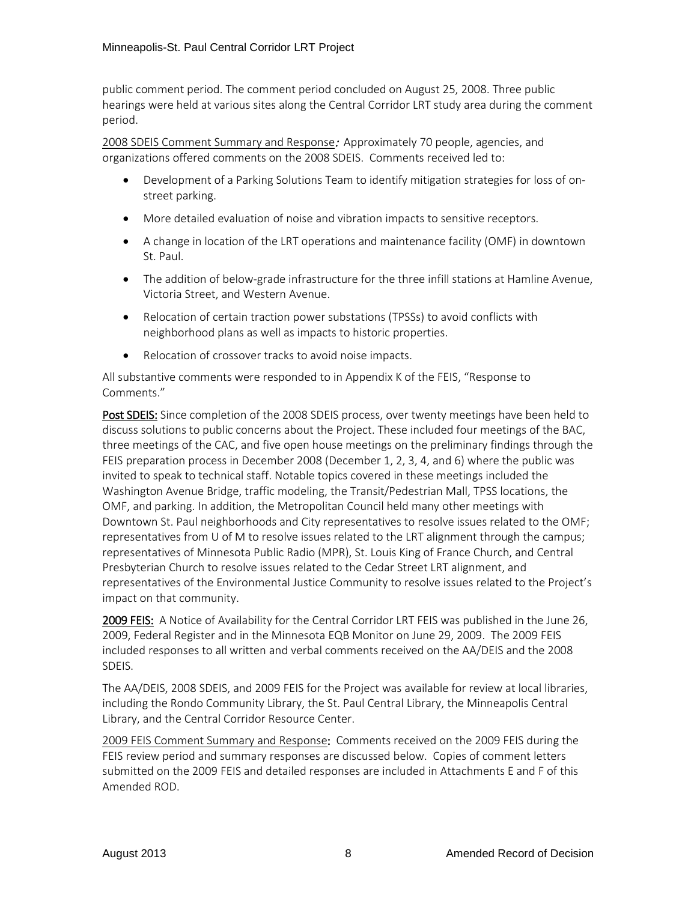public comment period. The comment period concluded on August 25, 2008. Three public hearings were held at various sites along the Central Corridor LRT study area during the comment period.

2008 SDEIS Comment Summary and Response*:* Approximately 70 people, agencies, and organizations offered comments on the 2008 SDEIS. Comments received led to:

- Development of a Parking Solutions Team to identify mitigation strategies for loss of on-street parking.
- More detailed evaluation of noise and vibration impacts to sensitive receptors.
- A change in location of the LRT operations and maintenance facility (OMF) in downtown St. Paul.
- The addition of below-grade infrastructure for the three infill stations at Hamline Avenue, Victoria Street, and Western Avenue.
- Relocation of certain traction power substations (TPSSs) to avoid conflicts with neighborhood plans as well as impacts to historic properties.
- Relocation of crossover tracks to avoid noise impacts.

All substantive comments were responded to in Appendix K of the FEIS, "Response to Comments."

**Post SDEIS:** Since completion of the 2008 SDEIS process, over twenty meetings have been held to discuss solutions to public concerns about the Project. These included four meetings of the BAC, three meetings of the CAC, and five open house meetings on the preliminary findings through the FEIS preparation process in December 2008 (December 1, 2, 3, 4, and 6) where the public was invited to speak to technical staff. Notable topics covered in these meetings included the Washington Avenue Bridge, traffic modeling, the Transit/Pedestrian Mall, TPSS locations, the OMF, and parking. In addition, the Metropolitan Council held many other meetings with Downtown St. Paul neighborhoods and City representatives to resolve issues related to the OMF; representatives from U of M to resolve issues related to the LRT alignment through the campus; representatives of Minnesota Public Radio (MPR), St. Louis King of France Church, and Central Presbyterian Church to resolve issues related to the Cedar Street LRT alignment, and representatives of the Environmental Justice Community to resolve issues related to the Project's impact on that community.

**2009 FEIS:** A Notice of Availability for the Central Corridor LRT FEIS was published in the June 26, 2009, Federal Register and in the Minnesota EQB Monitor on June 29, 2009. The 2009 FEIS included responses to all written and verbal comments received on the AA/DEIS and the 2008 SDEIS.

The AA/DEIS, 2008 SDEIS, and 2009 FEIS for the Project was available for review at local libraries, including the Rondo Community Library, the St. Paul Central Library, the Minneapolis Central Library, and the Central Corridor Resource Center.

2009 FEIS Comment Summary and Response**:** Comments received on the 2009 FEIS during the FEIS review period and summary responses are discussed below. Copies of comment letters submitted on the 2009 FEIS and detailed responses are included in Attachments E and F of this Amended ROD.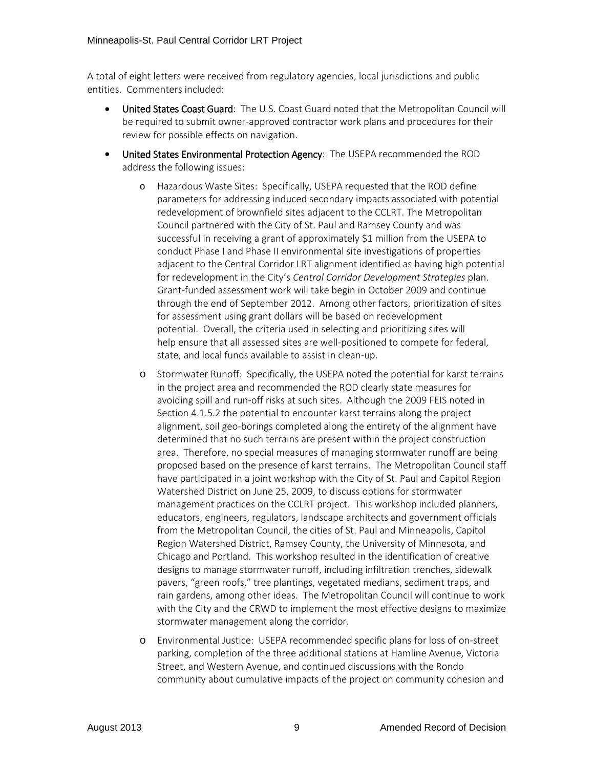A total of eight letters were received from regulatory agencies, local jurisdictions and public entities. Commenters included:

- **United States Coast Guard**: The U.S. Coast Guard noted that the Metropolitan Council will be required to submit owner-approved contractor work plans and procedures for their review for possible effects on navigation.
- **United States Environmental Protection Agency**: The USEPA recommended the ROD address the following issues:
  - Hazardous Waste Sites: Specifically, USEPA requested that the ROD define parameters for addressing induced secondary impacts associated with potential redevelopment of brownfield sites adjacent to the CCLRT. The Metropolitan Council partnered with the City of St. Paul and Ramsey County and was successful in receiving a grant of approximately $1 million from the USEPA to conduct Phase I and Phase II environmental site investigations of properties adjacent to the Central Corridor LRT alignment identified as having high potential for redevelopment in the City's *Central Corridor Development Strategies* plan. Grant-funded assessment work will take begin in October 2009 and continue through the end of September 2012. Among other factors, prioritization of sites for assessment using grant dollars will be based on redevelopment potential. Overall, the criteria used in selecting and prioritizing sites will help ensure that all assessed sites are well-positioned to compete for federal, state, and local funds available to assist in clean-up.
  - Stormwater Runoff: Specifically, the USEPA noted the potential for karst terrains in the project area and recommended the ROD clearly state measures for avoiding spill and run-off risks at such sites. Although the 2009 FEIS noted in Section 4.1.5.2 the potential to encounter karst terrains along the project alignment, soil geo-borings completed along the entirety of the alignment have determined that no such terrains are present within the project construction area. Therefore, no special measures of managing stormwater runoff are being proposed based on the presence of karst terrains. The Metropolitan Council staff have participated in a joint workshop with the City of St. Paul and Capitol Region Watershed District on June 25, 2009, to discuss options for stormwater management practices on the CCLRT project. This workshop included planners, educators, engineers, regulators, landscape architects and government officials from the Metropolitan Council, the cities of St. Paul and Minneapolis, Capitol Region Watershed District, Ramsey County, the University of Minnesota, and Chicago and Portland. This workshop resulted in the identification of creative designs to manage stormwater runoff, including infiltration trenches, sidewalk pavers, "green roofs," tree plantings, vegetated medians, sediment traps, and rain gardens, among other ideas. The Metropolitan Council will continue to work with the City and the CRWD to implement the most effective designs to maximize stormwater management along the corridor.
  - Environmental Justice: USEPA recommended specific plans for loss of on-street parking, completion of the three additional stations at Hamline Avenue, Victoria Street, and Western Avenue, and continued discussions with the Rondo community about cumulative impacts of the project on community cohesion and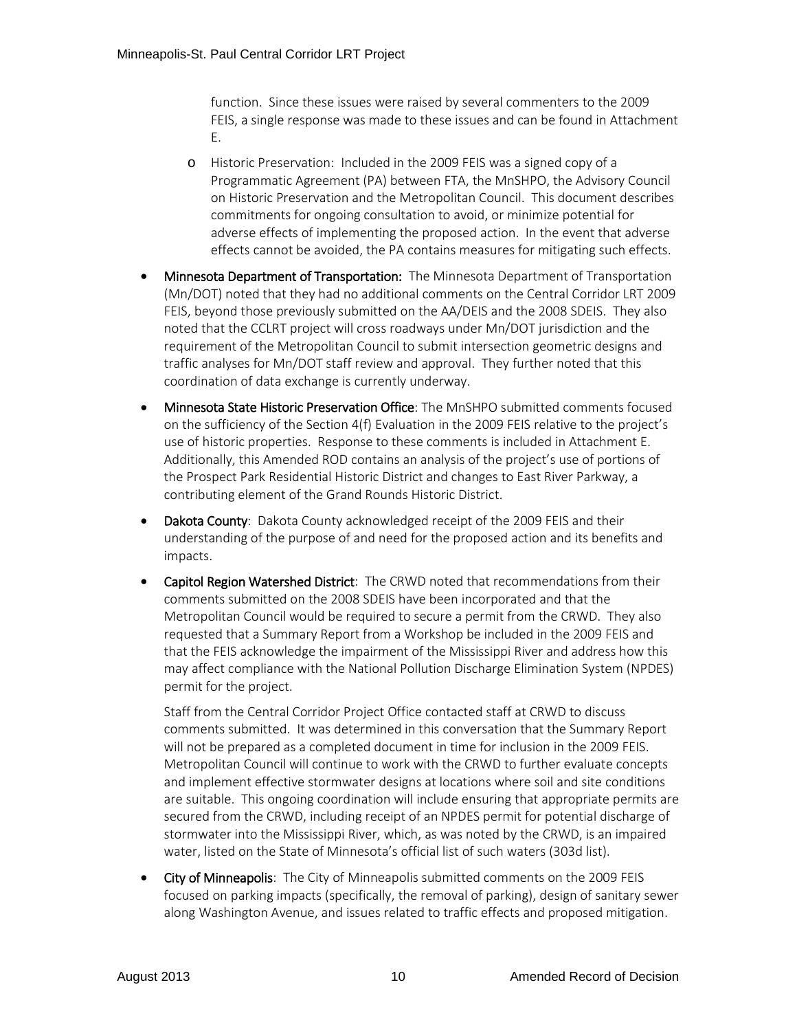function. Since these issues were raised by several commenters to the 2009 FEIS, a single response was made to these issues and can be found in Attachment E.

  - Historic Preservation: Included in the 2009 FEIS was a signed copy of a Programmatic Agreement (PA) between FTA, the MnSHPO, the Advisory Council on Historic Preservation and the Metropolitan Council. This document describes commitments for ongoing consultation to avoid, or minimize potential for adverse effects of implementing the proposed action. In the event that adverse effects cannot be avoided, the PA contains measures for mitigating such effects.

- **Minnesota Department of Transportation:** The Minnesota Department of Transportation (Mn/DOT) noted that they had no additional comments on the Central Corridor LRT 2009 FEIS, beyond those previously submitted on the AA/DEIS and the 2008 SDEIS. They also noted that the CCLRT project will cross roadways under Mn/DOT jurisdiction and the requirement of the Metropolitan Council to submit intersection geometric designs and traffic analyses for Mn/DOT staff review and approval. They further noted that this coordination of data exchange is currently underway.

- **Minnesota State Historic Preservation Office**: The MnSHPO submitted comments focused on the sufficiency of the Section 4(f) Evaluation in the 2009 FEIS relative to the project's use of historic properties. Response to these comments is included in Attachment E. Additionally, this Amended ROD contains an analysis of the project's use of portions of the Prospect Park Residential Historic District and changes to East River Parkway, a contributing element of the Grand Rounds Historic District.

- **Dakota County**: Dakota County acknowledged receipt of the 2009 FEIS and their understanding of the purpose of and need for the proposed action and its benefits and impacts.

- **Capitol Region Watershed District**: The CRWD noted that recommendations from their comments submitted on the 2008 SDEIS have been incorporated and that the Metropolitan Council would be required to secure a permit from the CRWD. They also requested that a Summary Report from a Workshop be included in the 2009 FEIS and that the FEIS acknowledge the impairment of the Mississippi River and address how this may affect compliance with the National Pollution Discharge Elimination System (NPDES) permit for the project.

  Staff from the Central Corridor Project Office contacted staff at CRWD to discuss comments submitted. It was determined in this conversation that the Summary Report will not be prepared as a completed document in time for inclusion in the 2009 FEIS. Metropolitan Council will continue to work with the CRWD to further evaluate concepts and implement effective stormwater designs at locations where soil and site conditions are suitable. This ongoing coordination will include ensuring that appropriate permits are secured from the CRWD, including receipt of an NPDES permit for potential discharge of stormwater into the Mississippi River, which, as was noted by the CRWD, is an impaired water, listed on the State of Minnesota's official list of such waters (303d list).

- **City of Minneapolis**: The City of Minneapolis submitted comments on the 2009 FEIS focused on parking impacts (specifically, the removal of parking), design of sanitary sewer along Washington Avenue, and issues related to traffic effects and proposed mitigation.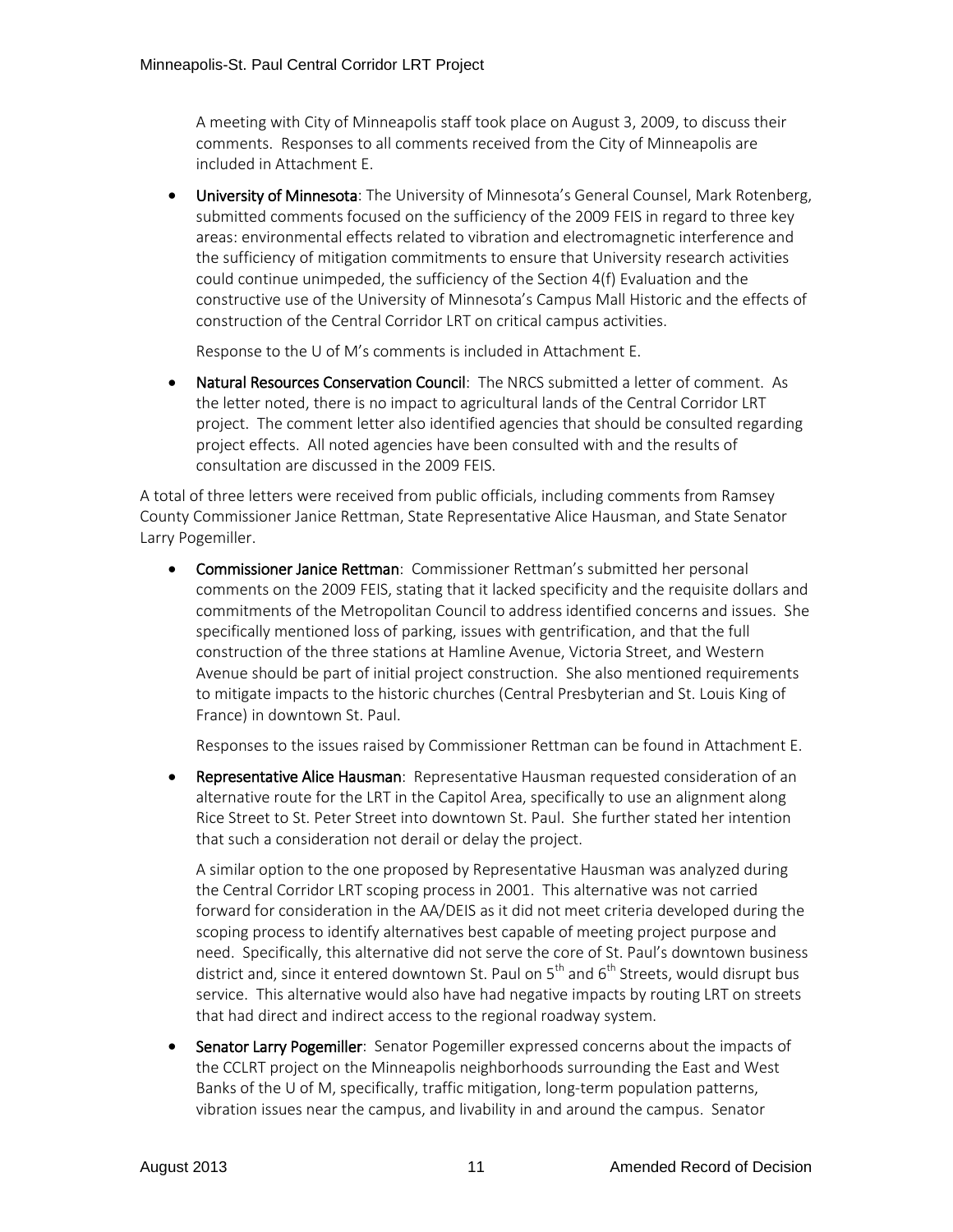A meeting with City of Minneapolis staff took place on August 3, 2009, to discuss their comments. Responses to all comments received from the City of Minneapolis are included in Attachment E.

- **University of Minnesota**: The University of Minnesota's General Counsel, Mark Rotenberg, submitted comments focused on the sufficiency of the 2009 FEIS in regard to three key areas: environmental effects related to vibration and electromagnetic interference and the sufficiency of mitigation commitments to ensure that University research activities could continue unimpeded, the sufficiency of the Section 4(f) Evaluation and the constructive use of the University of Minnesota's Campus Mall Historic and the effects of construction of the Central Corridor LRT on critical campus activities.

  Response to the U of M's comments is included in Attachment E.

- **Natural Resources Conservation Council**: The NRCS submitted a letter of comment. As the letter noted, there is no impact to agricultural lands of the Central Corridor LRT project. The comment letter also identified agencies that should be consulted regarding project effects. All noted agencies have been consulted with and the results of consultation are discussed in the 2009 FEIS.

A total of three letters were received from public officials, including comments from Ramsey County Commissioner Janice Rettman, State Representative Alice Hausman, and State Senator Larry Pogemiller.

- **Commissioner Janice Rettman**: Commissioner Rettman's submitted her personal comments on the 2009 FEIS, stating that it lacked specificity and the requisite dollars and commitments of the Metropolitan Council to address identified concerns and issues. She specifically mentioned loss of parking, issues with gentrification, and that the full construction of the three stations at Hamline Avenue, Victoria Street, and Western Avenue should be part of initial project construction. She also mentioned requirements to mitigate impacts to the historic churches (Central Presbyterian and St. Louis King of France) in downtown St. Paul.

  Responses to the issues raised by Commissioner Rettman can be found in Attachment E.

- **Representative Alice Hausman**: Representative Hausman requested consideration of an alternative route for the LRT in the Capitol Area, specifically to use an alignment along Rice Street to St. Peter Street into downtown St. Paul. She further stated her intention that such a consideration not derail or delay the project.

  A similar option to the one proposed by Representative Hausman was analyzed during the Central Corridor LRT scoping process in 2001. This alternative was not carried forward for consideration in the AA/DEIS as it did not meet criteria developed during the scoping process to identify alternatives best capable of meeting project purpose and need. Specifically, this alternative did not serve the core of St. Paul's downtown business district and, since it entered downtown St. Paul on 5th and 6th Streets, would disrupt bus service. This alternative would also have had negative impacts by routing LRT on streets that had direct and indirect access to the regional roadway system.

- **Senator Larry Pogemiller**: Senator Pogemiller expressed concerns about the impacts of the CCLRT project on the Minneapolis neighborhoods surrounding the East and West Banks of the U of M, specifically, traffic mitigation, long-term population patterns, vibration issues near the campus, and livability in and around the campus. Senator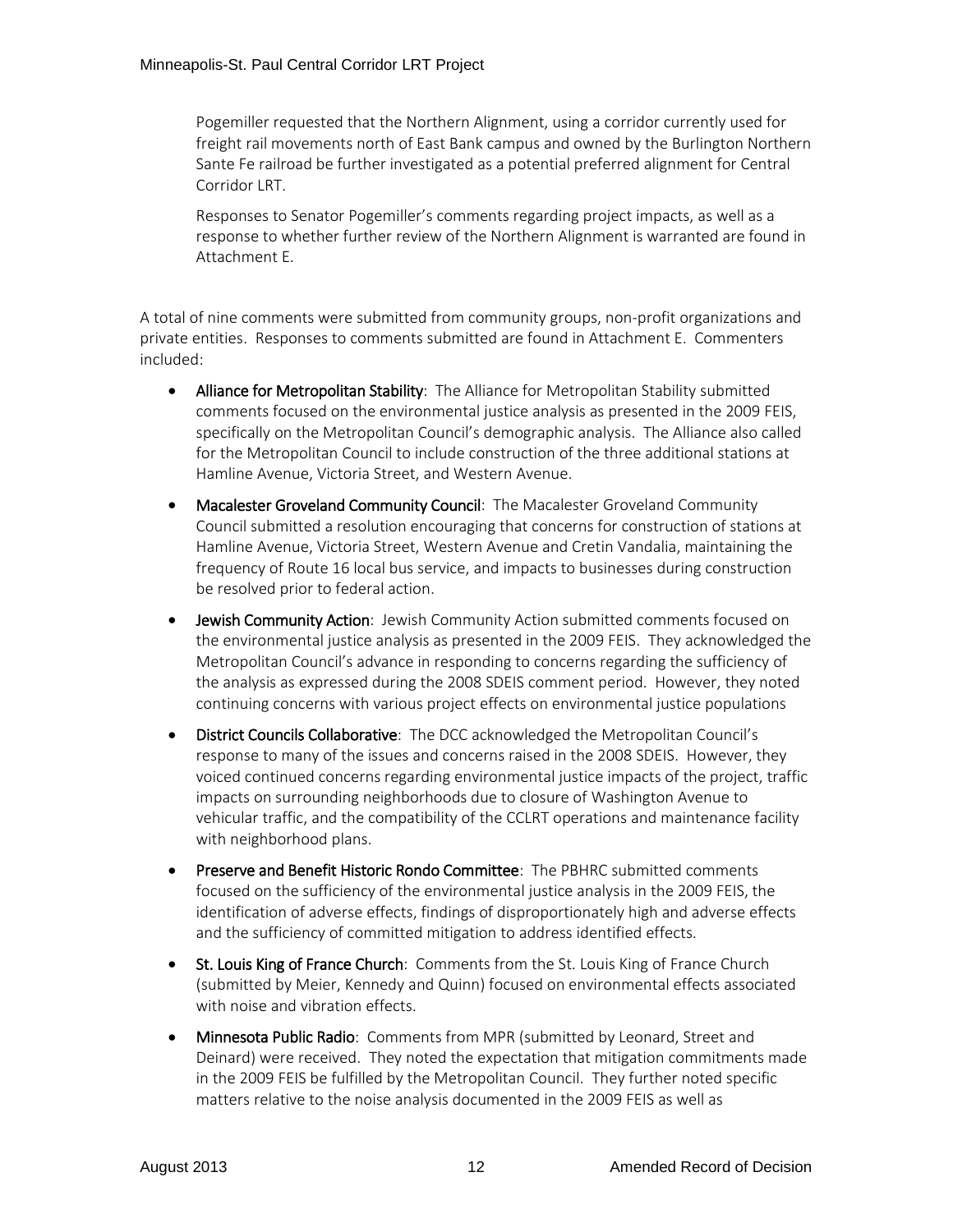Pogemiller requested that the Northern Alignment, using a corridor currently used for freight rail movements north of East Bank campus and owned by the Burlington Northern Sante Fe railroad be further investigated as a potential preferred alignment for Central Corridor LRT.

Responses to Senator Pogemiller's comments regarding project impacts, as well as a response to whether further review of the Northern Alignment is warranted are found in Attachment E.

A total of nine comments were submitted from community groups, non-profit organizations and private entities. Responses to comments submitted are found in Attachment E. Commenters included:

- **Alliance for Metropolitan Stability**: The Alliance for Metropolitan Stability submitted comments focused on the environmental justice analysis as presented in the 2009 FEIS, specifically on the Metropolitan Council's demographic analysis. The Alliance also called for the Metropolitan Council to include construction of the three additional stations at Hamline Avenue, Victoria Street, and Western Avenue.
- **Macalester Groveland Community Council**: The Macalester Groveland Community Council submitted a resolution encouraging that concerns for construction of stations at Hamline Avenue, Victoria Street, Western Avenue and Cretin Vandalia, maintaining the frequency of Route 16 local bus service, and impacts to businesses during construction be resolved prior to federal action.
- **Jewish Community Action**: Jewish Community Action submitted comments focused on the environmental justice analysis as presented in the 2009 FEIS. They acknowledged the Metropolitan Council's advance in responding to concerns regarding the sufficiency of the analysis as expressed during the 2008 SDEIS comment period. However, they noted continuing concerns with various project effects on environmental justice populations
- **District Councils Collaborative**: The DCC acknowledged the Metropolitan Council's response to many of the issues and concerns raised in the 2008 SDEIS. However, they voiced continued concerns regarding environmental justice impacts of the project, traffic impacts on surrounding neighborhoods due to closure of Washington Avenue to vehicular traffic, and the compatibility of the CCLRT operations and maintenance facility with neighborhood plans.
- **Preserve and Benefit Historic Rondo Committee**: The PBHRC submitted comments focused on the sufficiency of the environmental justice analysis in the 2009 FEIS, the identification of adverse effects, findings of disproportionately high and adverse effects and the sufficiency of committed mitigation to address identified effects.
- **St. Louis King of France Church**: Comments from the St. Louis King of France Church (submitted by Meier, Kennedy and Quinn) focused on environmental effects associated with noise and vibration effects.
- **Minnesota Public Radio**: Comments from MPR (submitted by Leonard, Street and Deinard) were received. They noted the expectation that mitigation commitments made in the 2009 FEIS be fulfilled by the Metropolitan Council. They further noted specific matters relative to the noise analysis documented in the 2009 FEIS as well as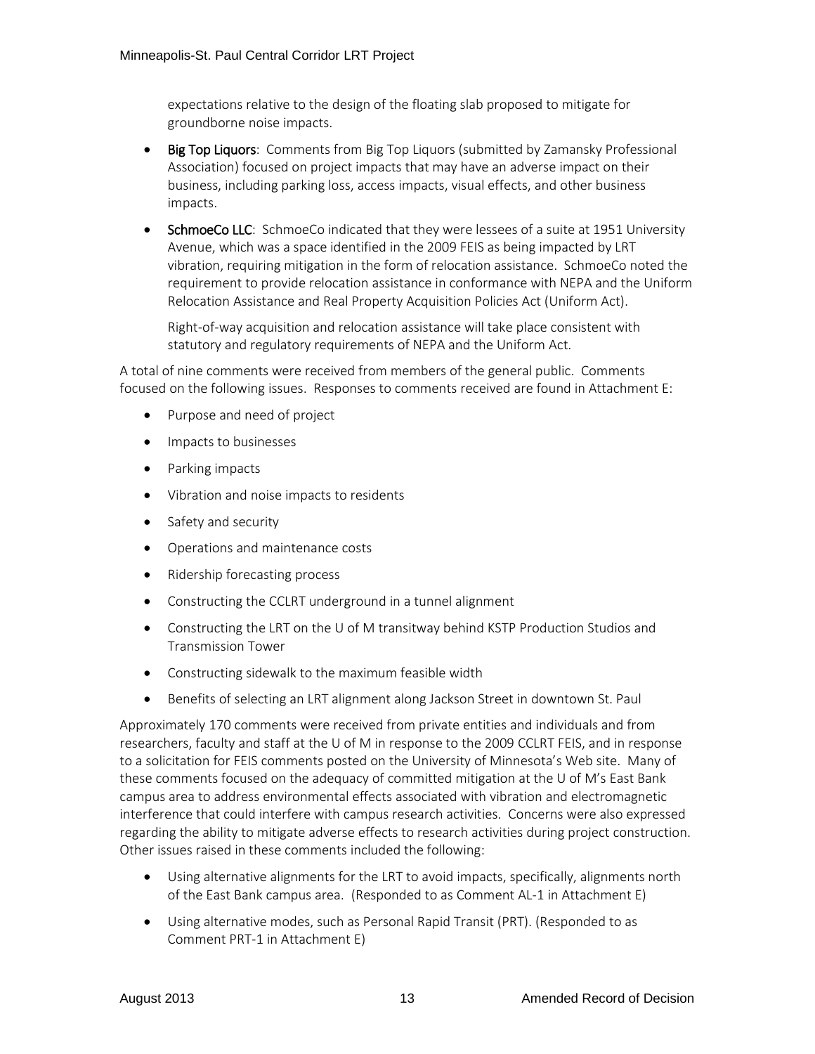expectations relative to the design of the floating slab proposed to mitigate for groundborne noise impacts.

- **Big Top Liquors**: Comments from Big Top Liquors (submitted by Zamansky Professional Association) focused on project impacts that may have an adverse impact on their business, including parking loss, access impacts, visual effects, and other business impacts.
- **SchmoeCo LLC**: SchmoeCo indicated that they were lessees of a suite at 1951 University Avenue, which was a space identified in the 2009 FEIS as being impacted by LRT vibration, requiring mitigation in the form of relocation assistance. SchmoeCo noted the requirement to provide relocation assistance in conformance with NEPA and the Uniform Relocation Assistance and Real Property Acquisition Policies Act (Uniform Act).

  Right-of-way acquisition and relocation assistance will take place consistent with statutory and regulatory requirements of NEPA and the Uniform Act.

A total of nine comments were received from members of the general public. Comments focused on the following issues. Responses to comments received are found in Attachment E:

- Purpose and need of project
- Impacts to businesses
- Parking impacts
- Vibration and noise impacts to residents
- Safety and security
- Operations and maintenance costs
- Ridership forecasting process
- Constructing the CCLRT underground in a tunnel alignment
- Constructing the LRT on the U of M transitway behind KSTP Production Studios and Transmission Tower
- Constructing sidewalk to the maximum feasible width
- Benefits of selecting an LRT alignment along Jackson Street in downtown St. Paul

Approximately 170 comments were received from private entities and individuals and from researchers, faculty and staff at the U of M in response to the 2009 CCLRT FEIS, and in response to a solicitation for FEIS comments posted on the University of Minnesota's Web site. Many of these comments focused on the adequacy of committed mitigation at the U of M's East Bank campus area to address environmental effects associated with vibration and electromagnetic interference that could interfere with campus research activities. Concerns were also expressed regarding the ability to mitigate adverse effects to research activities during project construction. Other issues raised in these comments included the following:

- Using alternative alignments for the LRT to avoid impacts, specifically, alignments north of the East Bank campus area. (Responded to as Comment AL-1 in Attachment E)
- Using alternative modes, such as Personal Rapid Transit (PRT). (Responded to as Comment PRT-1 in Attachment E)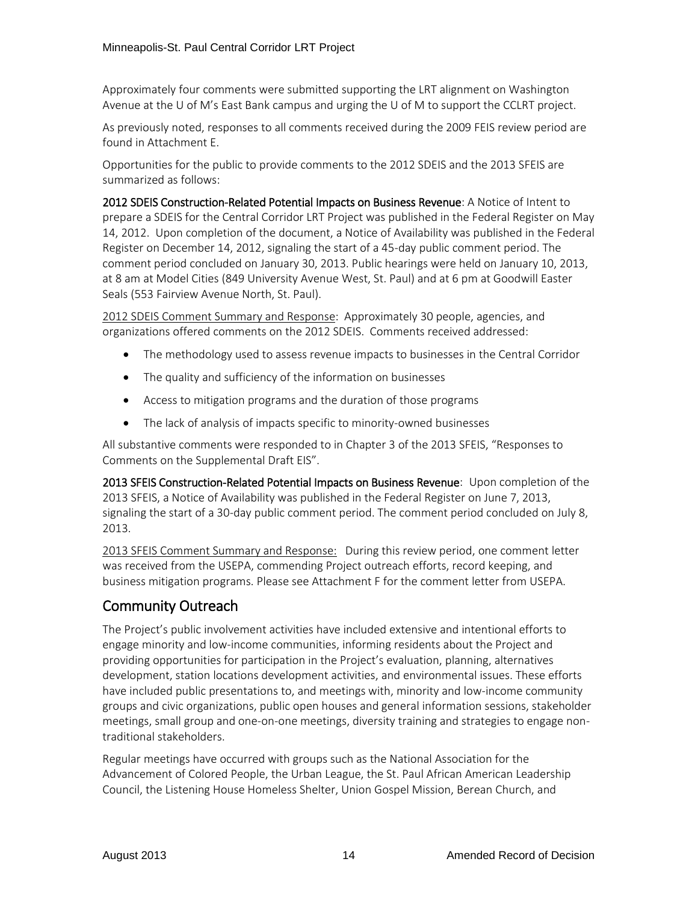Approximately four comments were submitted supporting the LRT alignment on Washington Avenue at the U of M's East Bank campus and urging the U of M to support the CCLRT project.

As previously noted, responses to all comments received during the 2009 FEIS review period are found in Attachment E.

Opportunities for the public to provide comments to the 2012 SDEIS and the 2013 SFEIS are summarized as follows:

**2012 SDEIS Construction-Related Potential Impacts on Business Revenue**: A Notice of Intent to prepare a SDEIS for the Central Corridor LRT Project was published in the Federal Register on May 14, 2012. Upon completion of the document, a Notice of Availability was published in the Federal Register on December 14, 2012, signaling the start of a 45-day public comment period. The comment period concluded on January 30, 2013. Public hearings were held on January 10, 2013, at 8 am at Model Cities (849 University Avenue West, St. Paul) and at 6 pm at Goodwill Easter Seals (553 Fairview Avenue North, St. Paul).

2012 SDEIS Comment Summary and Response: Approximately 30 people, agencies, and organizations offered comments on the 2012 SDEIS. Comments received addressed:

- The methodology used to assess revenue impacts to businesses in the Central Corridor
- The quality and sufficiency of the information on businesses
- Access to mitigation programs and the duration of those programs
- The lack of analysis of impacts specific to minority-owned businesses

All substantive comments were responded to in Chapter 3 of the 2013 SFEIS, "Responses to Comments on the Supplemental Draft EIS".

**2013 SFEIS Construction-Related Potential Impacts on Business Revenue**: Upon completion of the 2013 SFEIS, a Notice of Availability was published in the Federal Register on June 7, 2013, signaling the start of a 30-day public comment period. The comment period concluded on July 8, 2013.

2013 SFEIS Comment Summary and Response: During this review period, one comment letter was received from the USEPA, commending Project outreach efforts, record keeping, and business mitigation programs. Please see Attachment F for the comment letter from USEPA.

## Community Outreach

The Project's public involvement activities have included extensive and intentional efforts to engage minority and low-income communities, informing residents about the Project and providing opportunities for participation in the Project's evaluation, planning, alternatives development, station locations development activities, and environmental issues. These efforts have included public presentations to, and meetings with, minority and low-income community groups and civic organizations, public open houses and general information sessions, stakeholder meetings, small group and one-on-one meetings, diversity training and strategies to engage non-traditional stakeholders.

Regular meetings have occurred with groups such as the National Association for the Advancement of Colored People, the Urban League, the St. Paul African American Leadership Council, the Listening House Homeless Shelter, Union Gospel Mission, Berean Church, and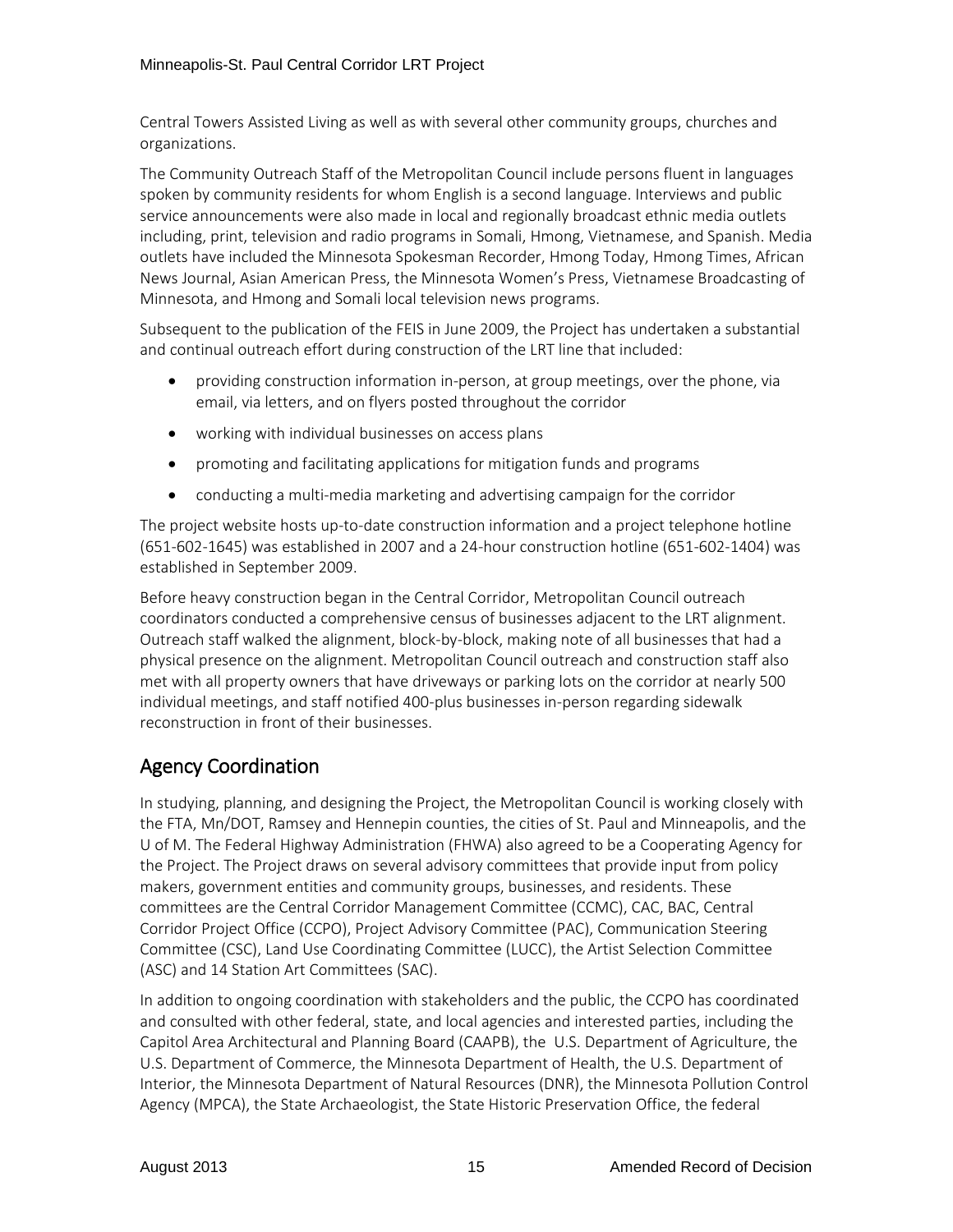Central Towers Assisted Living as well as with several other community groups, churches and organizations.

The Community Outreach Staff of the Metropolitan Council include persons fluent in languages spoken by community residents for whom English is a second language. Interviews and public service announcements were also made in local and regionally broadcast ethnic media outlets including, print, television and radio programs in Somali, Hmong, Vietnamese, and Spanish. Media outlets have included the Minnesota Spokesman Recorder, Hmong Today, Hmong Times, African News Journal, Asian American Press, the Minnesota Women's Press, Vietnamese Broadcasting of Minnesota, and Hmong and Somali local television news programs.

Subsequent to the publication of the FEIS in June 2009, the Project has undertaken a substantial and continual outreach effort during construction of the LRT line that included:

- providing construction information in-person, at group meetings, over the phone, via email, via letters, and on flyers posted throughout the corridor
- working with individual businesses on access plans
- promoting and facilitating applications for mitigation funds and programs
- conducting a multi-media marketing and advertising campaign for the corridor

The project website hosts up-to-date construction information and a project telephone hotline (651-602-1645) was established in 2007 and a 24-hour construction hotline (651-602-1404) was established in September 2009.

Before heavy construction began in the Central Corridor, Metropolitan Council outreach coordinators conducted a comprehensive census of businesses adjacent to the LRT alignment. Outreach staff walked the alignment, block-by-block, making note of all businesses that had a physical presence on the alignment. Metropolitan Council outreach and construction staff also met with all property owners that have driveways or parking lots on the corridor at nearly 500 individual meetings, and staff notified 400-plus businesses in-person regarding sidewalk reconstruction in front of their businesses.

## Agency Coordination

In studying, planning, and designing the Project, the Metropolitan Council is working closely with the FTA, Mn/DOT, Ramsey and Hennepin counties, the cities of St. Paul and Minneapolis, and the U of M. The Federal Highway Administration (FHWA) also agreed to be a Cooperating Agency for the Project. The Project draws on several advisory committees that provide input from policy makers, government entities and community groups, businesses, and residents. These committees are the Central Corridor Management Committee (CCMC), CAC, BAC, Central Corridor Project Office (CCPO), Project Advisory Committee (PAC), Communication Steering Committee (CSC), Land Use Coordinating Committee (LUCC), the Artist Selection Committee (ASC) and 14 Station Art Committees (SAC).

In addition to ongoing coordination with stakeholders and the public, the CCPO has coordinated and consulted with other federal, state, and local agencies and interested parties, including the Capitol Area Architectural and Planning Board (CAAPB), the U.S. Department of Agriculture, the U.S. Department of Commerce, the Minnesota Department of Health, the U.S. Department of Interior, the Minnesota Department of Natural Resources (DNR), the Minnesota Pollution Control Agency (MPCA), the State Archaeologist, the State Historic Preservation Office, the federal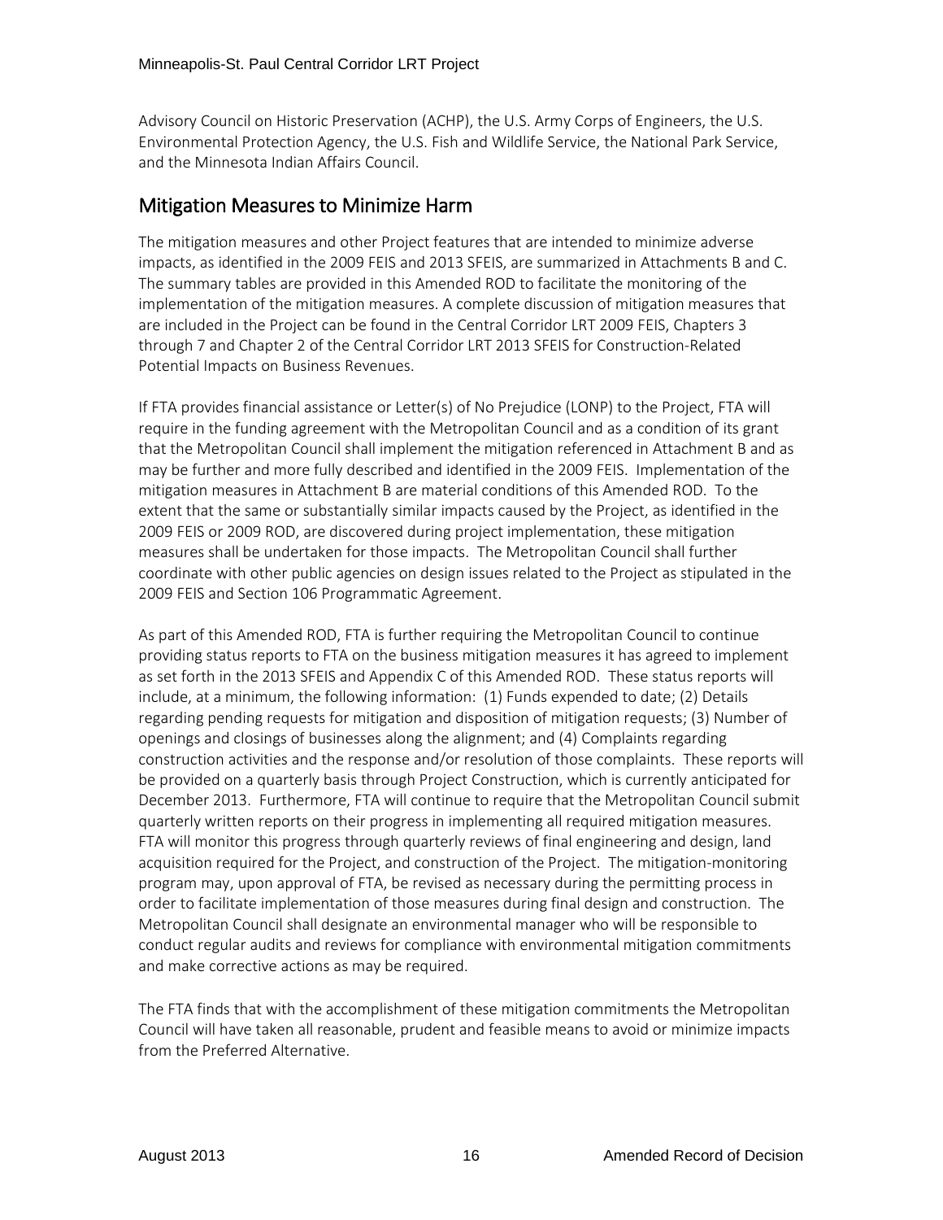Advisory Council on Historic Preservation (ACHP), the U.S. Army Corps of Engineers, the U.S. Environmental Protection Agency, the U.S. Fish and Wildlife Service, the National Park Service, and the Minnesota Indian Affairs Council.

## Mitigation Measures to Minimize Harm

The mitigation measures and other Project features that are intended to minimize adverse impacts, as identified in the 2009 FEIS and 2013 SFEIS, are summarized in Attachments B and C. The summary tables are provided in this Amended ROD to facilitate the monitoring of the implementation of the mitigation measures. A complete discussion of mitigation measures that are included in the Project can be found in the Central Corridor LRT 2009 FEIS, Chapters 3 through 7 and Chapter 2 of the Central Corridor LRT 2013 SFEIS for Construction-Related Potential Impacts on Business Revenues.

If FTA provides financial assistance or Letter(s) of No Prejudice (LONP) to the Project, FTA will require in the funding agreement with the Metropolitan Council and as a condition of its grant that the Metropolitan Council shall implement the mitigation referenced in Attachment B and as may be further and more fully described and identified in the 2009 FEIS. Implementation of the mitigation measures in Attachment B are material conditions of this Amended ROD. To the extent that the same or substantially similar impacts caused by the Project, as identified in the 2009 FEIS or 2009 ROD, are discovered during project implementation, these mitigation measures shall be undertaken for those impacts. The Metropolitan Council shall further coordinate with other public agencies on design issues related to the Project as stipulated in the 2009 FEIS and Section 106 Programmatic Agreement.

As part of this Amended ROD, FTA is further requiring the Metropolitan Council to continue providing status reports to FTA on the business mitigation measures it has agreed to implement as set forth in the 2013 SFEIS and Appendix C of this Amended ROD. These status reports will include, at a minimum, the following information: (1) Funds expended to date; (2) Details regarding pending requests for mitigation and disposition of mitigation requests; (3) Number of openings and closings of businesses along the alignment; and (4) Complaints regarding construction activities and the response and/or resolution of those complaints. These reports will be provided on a quarterly basis through Project Construction, which is currently anticipated for December 2013. Furthermore, FTA will continue to require that the Metropolitan Council submit quarterly written reports on their progress in implementing all required mitigation measures. FTA will monitor this progress through quarterly reviews of final engineering and design, land acquisition required for the Project, and construction of the Project. The mitigation-monitoring program may, upon approval of FTA, be revised as necessary during the permitting process in order to facilitate implementation of those measures during final design and construction. The Metropolitan Council shall designate an environmental manager who will be responsible to conduct regular audits and reviews for compliance with environmental mitigation commitments and make corrective actions as may be required.

The FTA finds that with the accomplishment of these mitigation commitments the Metropolitan Council will have taken all reasonable, prudent and feasible means to avoid or minimize impacts from the Preferred Alternative.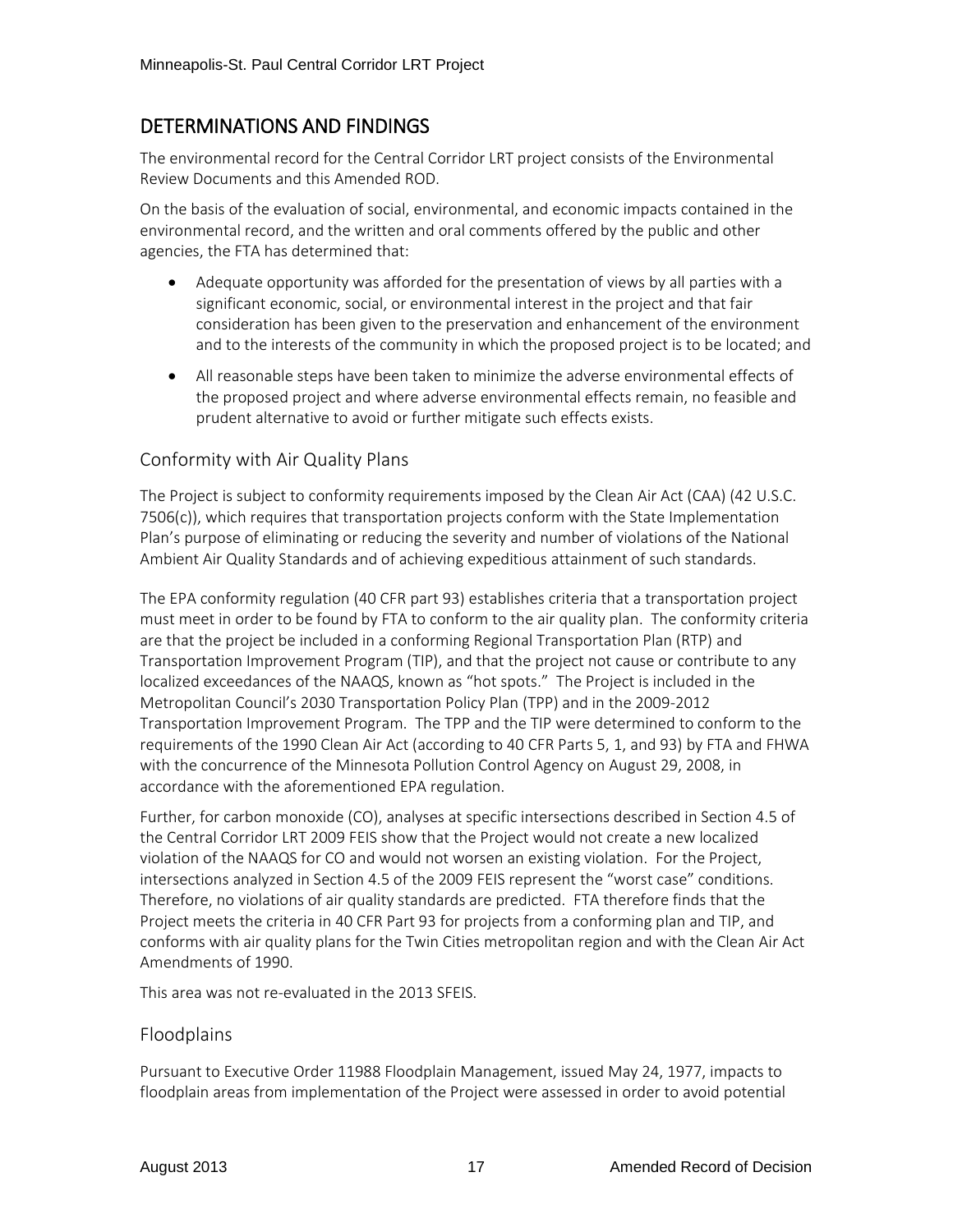## DETERMINATIONS AND FINDINGS

The environmental record for the Central Corridor LRT project consists of the Environmental Review Documents and this Amended ROD.

On the basis of the evaluation of social, environmental, and economic impacts contained in the environmental record, and the written and oral comments offered by the public and other agencies, the FTA has determined that:

- Adequate opportunity was afforded for the presentation of views by all parties with a significant economic, social, or environmental interest in the project and that fair consideration has been given to the preservation and enhancement of the environment and to the interests of the community in which the proposed project is to be located; and
- All reasonable steps have been taken to minimize the adverse environmental effects of the proposed project and where adverse environmental effects remain, no feasible and prudent alternative to avoid or further mitigate such effects exists.

### Conformity with Air Quality Plans

The Project is subject to conformity requirements imposed by the Clean Air Act (CAA) (42 U.S.C. 7506(c)), which requires that transportation projects conform with the State Implementation Plan's purpose of eliminating or reducing the severity and number of violations of the National Ambient Air Quality Standards and of achieving expeditious attainment of such standards.

The EPA conformity regulation (40 CFR part 93) establishes criteria that a transportation project must meet in order to be found by FTA to conform to the air quality plan. The conformity criteria are that the project be included in a conforming Regional Transportation Plan (RTP) and Transportation Improvement Program (TIP), and that the project not cause or contribute to any localized exceedances of the NAAQS, known as "hot spots." The Project is included in the Metropolitan Council's 2030 Transportation Policy Plan (TPP) and in the 2009-2012 Transportation Improvement Program. The TPP and the TIP were determined to conform to the requirements of the 1990 Clean Air Act (according to 40 CFR Parts 5, 1, and 93) by FTA and FHWA with the concurrence of the Minnesota Pollution Control Agency on August 29, 2008, in accordance with the aforementioned EPA regulation.

Further, for carbon monoxide (CO), analyses at specific intersections described in Section 4.5 of the Central Corridor LRT 2009 FEIS show that the Project would not create a new localized violation of the NAAQS for CO and would not worsen an existing violation. For the Project, intersections analyzed in Section 4.5 of the 2009 FEIS represent the "worst case" conditions. Therefore, no violations of air quality standards are predicted. FTA therefore finds that the Project meets the criteria in 40 CFR Part 93 for projects from a conforming plan and TIP, and conforms with air quality plans for the Twin Cities metropolitan region and with the Clean Air Act Amendments of 1990.

This area was not re-evaluated in the 2013 SFEIS.

### Floodplains

Pursuant to Executive Order 11988 Floodplain Management, issued May 24, 1977, impacts to floodplain areas from implementation of the Project were assessed in order to avoid potential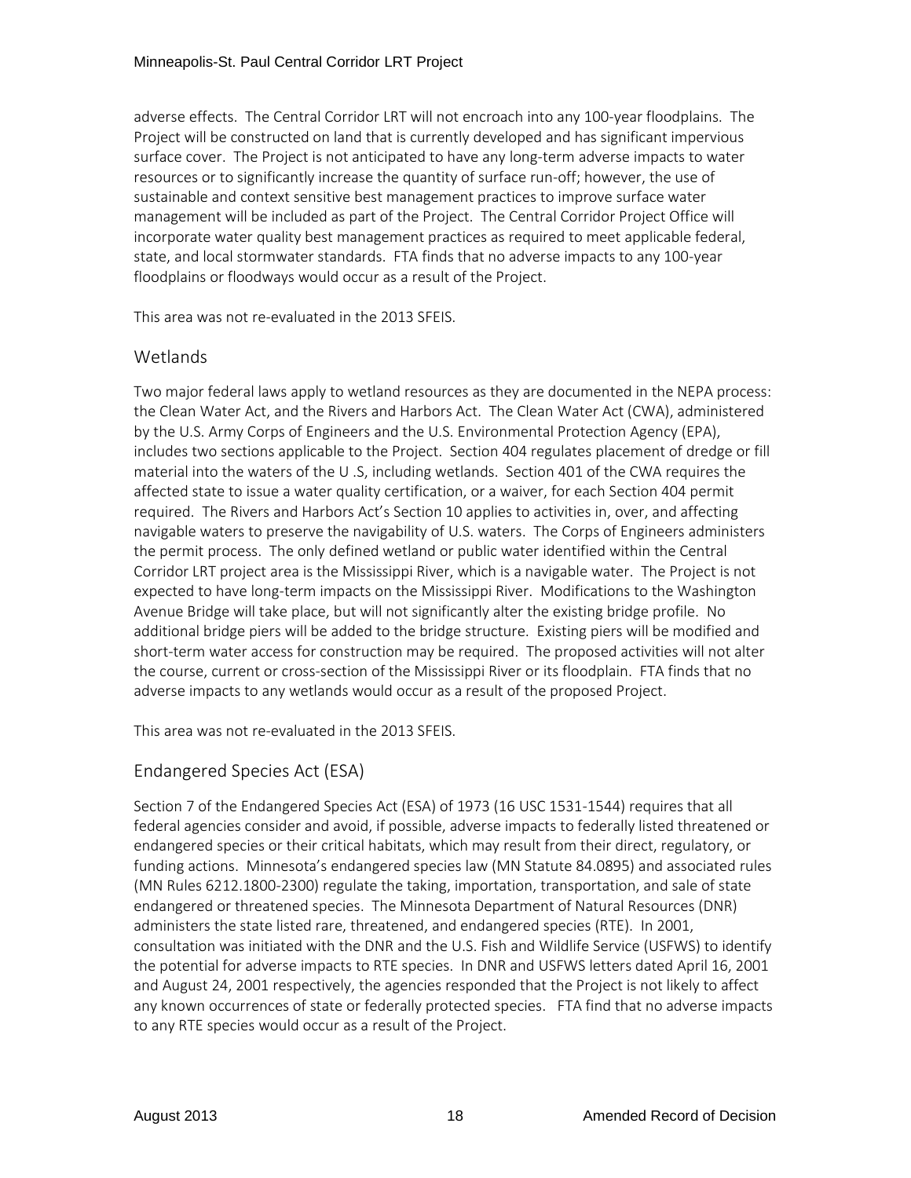adverse effects. The Central Corridor LRT will not encroach into any 100-year floodplains. The Project will be constructed on land that is currently developed and has significant impervious surface cover. The Project is not anticipated to have any long-term adverse impacts to water resources or to significantly increase the quantity of surface run-off; however, the use of sustainable and context sensitive best management practices to improve surface water management will be included as part of the Project. The Central Corridor Project Office will incorporate water quality best management practices as required to meet applicable federal, state, and local stormwater standards. FTA finds that no adverse impacts to any 100-year floodplains or floodways would occur as a result of the Project.

This area was not re-evaluated in the 2013 SFEIS.

## Wetlands

Two major federal laws apply to wetland resources as they are documented in the NEPA process: the Clean Water Act, and the Rivers and Harbors Act. The Clean Water Act (CWA), administered by the U.S. Army Corps of Engineers and the U.S. Environmental Protection Agency (EPA), includes two sections applicable to the Project. Section 404 regulates placement of dredge or fill material into the waters of the U .S, including wetlands. Section 401 of the CWA requires the affected state to issue a water quality certification, or a waiver, for each Section 404 permit required. The Rivers and Harbors Act's Section 10 applies to activities in, over, and affecting navigable waters to preserve the navigability of U.S. waters. The Corps of Engineers administers the permit process. The only defined wetland or public water identified within the Central Corridor LRT project area is the Mississippi River, which is a navigable water. The Project is not expected to have long-term impacts on the Mississippi River. Modifications to the Washington Avenue Bridge will take place, but will not significantly alter the existing bridge profile. No additional bridge piers will be added to the bridge structure. Existing piers will be modified and short-term water access for construction may be required. The proposed activities will not alter the course, current or cross-section of the Mississippi River or its floodplain. FTA finds that no adverse impacts to any wetlands would occur as a result of the proposed Project.

This area was not re-evaluated in the 2013 SFEIS.

## Endangered Species Act (ESA)

Section 7 of the Endangered Species Act (ESA) of 1973 (16 USC 1531-1544) requires that all federal agencies consider and avoid, if possible, adverse impacts to federally listed threatened or endangered species or their critical habitats, which may result from their direct, regulatory, or funding actions. Minnesota's endangered species law (MN Statute 84.0895) and associated rules (MN Rules 6212.1800-2300) regulate the taking, importation, transportation, and sale of state endangered or threatened species. The Minnesota Department of Natural Resources (DNR) administers the state listed rare, threatened, and endangered species (RTE). In 2001, consultation was initiated with the DNR and the U.S. Fish and Wildlife Service (USFWS) to identify the potential for adverse impacts to RTE species. In DNR and USFWS letters dated April 16, 2001 and August 24, 2001 respectively, the agencies responded that the Project is not likely to affect any known occurrences of state or federally protected species. FTA find that no adverse impacts to any RTE species would occur as a result of the Project.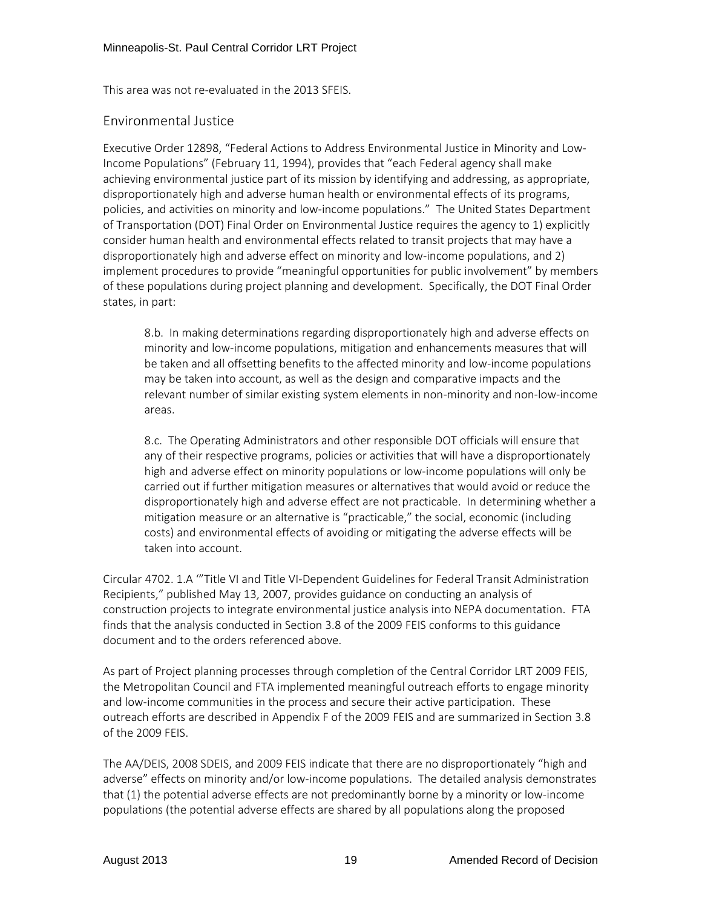This area was not re-evaluated in the 2013 SFEIS.

## Environmental Justice

Executive Order 12898, "Federal Actions to Address Environmental Justice in Minority and Low-Income Populations" (February 11, 1994), provides that "each Federal agency shall make achieving environmental justice part of its mission by identifying and addressing, as appropriate, disproportionately high and adverse human health or environmental effects of its programs, policies, and activities on minority and low-income populations." The United States Department of Transportation (DOT) Final Order on Environmental Justice requires the agency to 1) explicitly consider human health and environmental effects related to transit projects that may have a disproportionately high and adverse effect on minority and low-income populations, and 2) implement procedures to provide "meaningful opportunities for public involvement" by members of these populations during project planning and development. Specifically, the DOT Final Order states, in part:

> 8.b. In making determinations regarding disproportionately high and adverse effects on minority and low-income populations, mitigation and enhancements measures that will be taken and all offsetting benefits to the affected minority and low-income populations may be taken into account, as well as the design and comparative impacts and the relevant number of similar existing system elements in non-minority and non-low-income areas.
>
> 8.c. The Operating Administrators and other responsible DOT officials will ensure that any of their respective programs, policies or activities that will have a disproportionately high and adverse effect on minority populations or low-income populations will only be carried out if further mitigation measures or alternatives that would avoid or reduce the disproportionately high and adverse effect are not practicable. In determining whether a mitigation measure or an alternative is "practicable," the social, economic (including costs) and environmental effects of avoiding or mitigating the adverse effects will be taken into account.

Circular 4702. 1.A '"Title VI and Title VI-Dependent Guidelines for Federal Transit Administration Recipients," published May 13, 2007, provides guidance on conducting an analysis of construction projects to integrate environmental justice analysis into NEPA documentation. FTA finds that the analysis conducted in Section 3.8 of the 2009 FEIS conforms to this guidance document and to the orders referenced above.

As part of Project planning processes through completion of the Central Corridor LRT 2009 FEIS, the Metropolitan Council and FTA implemented meaningful outreach efforts to engage minority and low-income communities in the process and secure their active participation. These outreach efforts are described in Appendix F of the 2009 FEIS and are summarized in Section 3.8 of the 2009 FEIS.

The AA/DEIS, 2008 SDEIS, and 2009 FEIS indicate that there are no disproportionately "high and adverse" effects on minority and/or low-income populations. The detailed analysis demonstrates that (1) the potential adverse effects are not predominantly borne by a minority or low-income populations (the potential adverse effects are shared by all populations along the proposed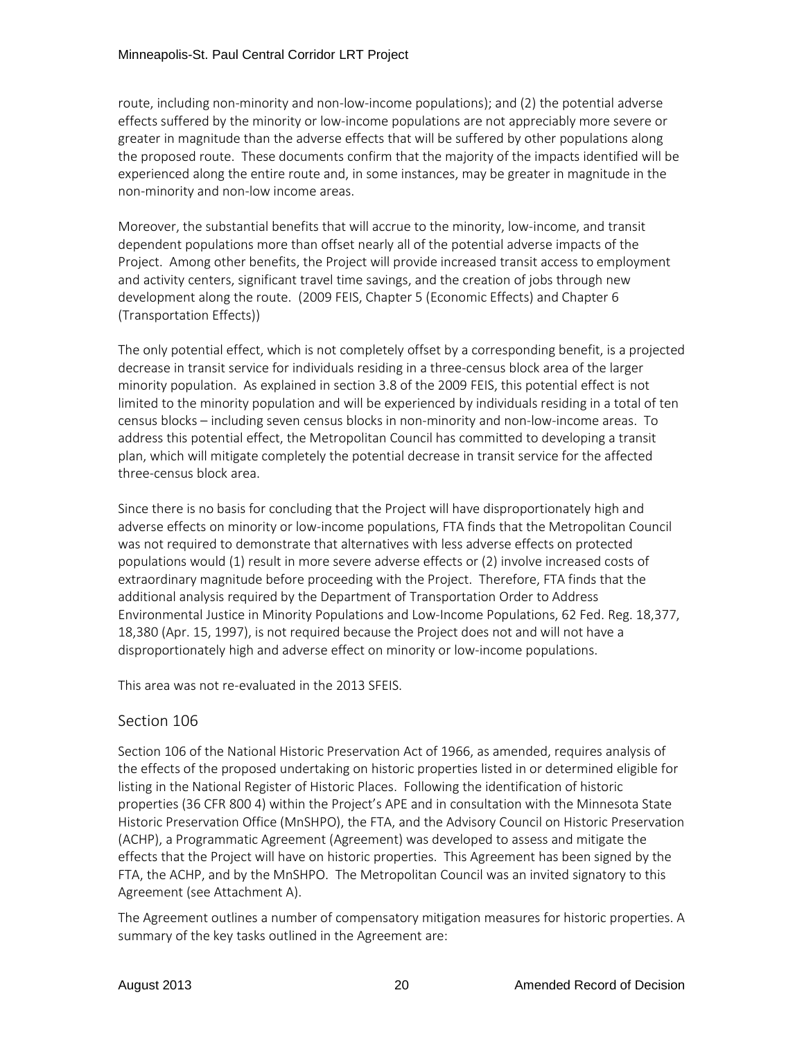route, including non-minority and non-low-income populations); and (2) the potential adverse effects suffered by the minority or low-income populations are not appreciably more severe or greater in magnitude than the adverse effects that will be suffered by other populations along the proposed route. These documents confirm that the majority of the impacts identified will be experienced along the entire route and, in some instances, may be greater in magnitude in the non-minority and non-low income areas.

Moreover, the substantial benefits that will accrue to the minority, low-income, and transit dependent populations more than offset nearly all of the potential adverse impacts of the Project. Among other benefits, the Project will provide increased transit access to employment and activity centers, significant travel time savings, and the creation of jobs through new development along the route. (2009 FEIS, Chapter 5 (Economic Effects) and Chapter 6 (Transportation Effects))

The only potential effect, which is not completely offset by a corresponding benefit, is a projected decrease in transit service for individuals residing in a three-census block area of the larger minority population. As explained in section 3.8 of the 2009 FEIS, this potential effect is not limited to the minority population and will be experienced by individuals residing in a total of ten census blocks – including seven census blocks in non-minority and non-low-income areas. To address this potential effect, the Metropolitan Council has committed to developing a transit plan, which will mitigate completely the potential decrease in transit service for the affected three-census block area.

Since there is no basis for concluding that the Project will have disproportionately high and adverse effects on minority or low-income populations, FTA finds that the Metropolitan Council was not required to demonstrate that alternatives with less adverse effects on protected populations would (1) result in more severe adverse effects or (2) involve increased costs of extraordinary magnitude before proceeding with the Project. Therefore, FTA finds that the additional analysis required by the Department of Transportation Order to Address Environmental Justice in Minority Populations and Low-Income Populations, 62 Fed. Reg. 18,377, 18,380 (Apr. 15, 1997), is not required because the Project does not and will not have a disproportionately high and adverse effect on minority or low-income populations.

This area was not re-evaluated in the 2013 SFEIS.

## Section 106

Section 106 of the National Historic Preservation Act of 1966, as amended, requires analysis of the effects of the proposed undertaking on historic properties listed in or determined eligible for listing in the National Register of Historic Places. Following the identification of historic properties (36 CFR 800 4) within the Project's APE and in consultation with the Minnesota State Historic Preservation Office (MnSHPO), the FTA, and the Advisory Council on Historic Preservation (ACHP), a Programmatic Agreement (Agreement) was developed to assess and mitigate the effects that the Project will have on historic properties. This Agreement has been signed by the FTA, the ACHP, and by the MnSHPO. The Metropolitan Council was an invited signatory to this Agreement (see Attachment A).

The Agreement outlines a number of compensatory mitigation measures for historic properties. A summary of the key tasks outlined in the Agreement are: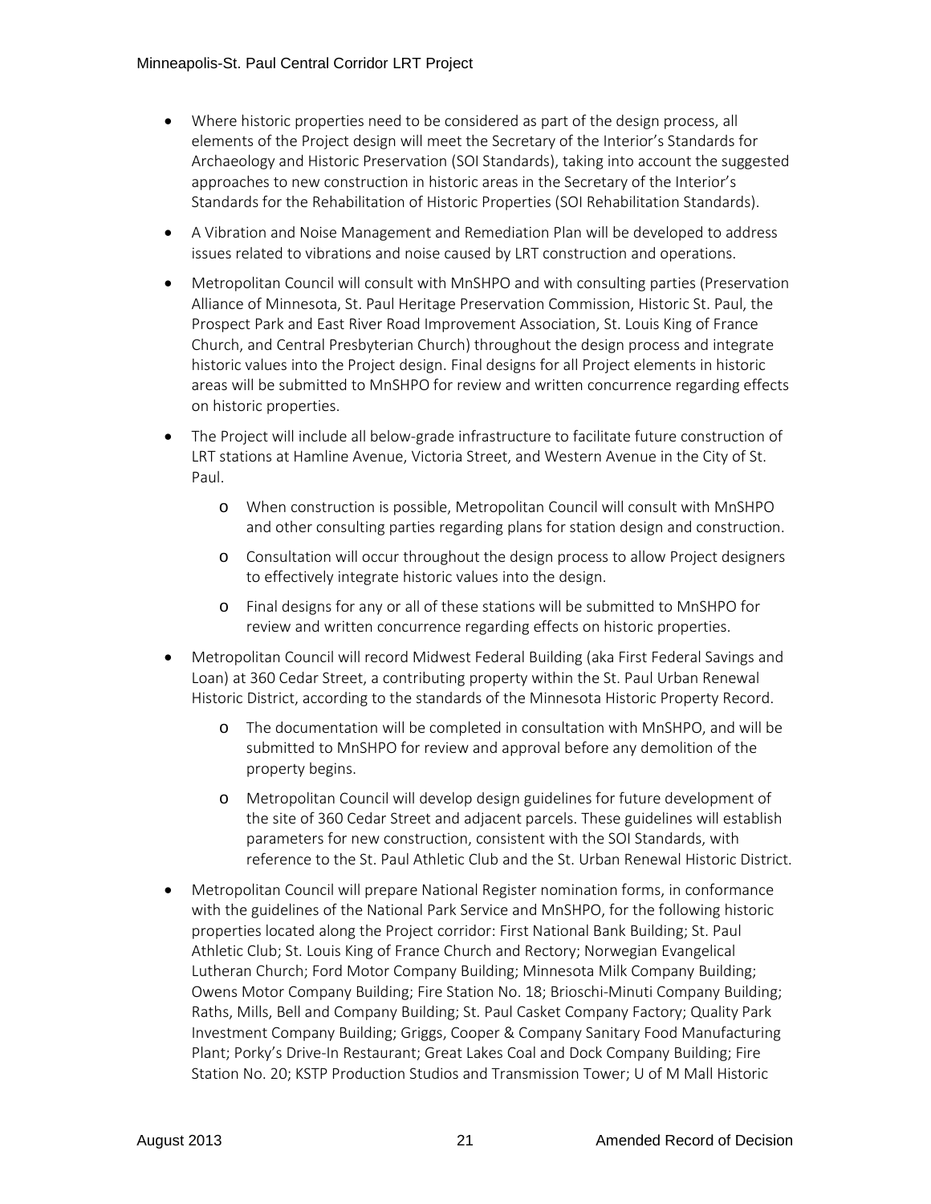- Where historic properties need to be considered as part of the design process, all elements of the Project design will meet the Secretary of the Interior's Standards for Archaeology and Historic Preservation (SOI Standards), taking into account the suggested approaches to new construction in historic areas in the Secretary of the Interior's Standards for the Rehabilitation of Historic Properties (SOI Rehabilitation Standards).
- A Vibration and Noise Management and Remediation Plan will be developed to address issues related to vibrations and noise caused by LRT construction and operations.
- Metropolitan Council will consult with MnSHPO and with consulting parties (Preservation Alliance of Minnesota, St. Paul Heritage Preservation Commission, Historic St. Paul, the Prospect Park and East River Road Improvement Association, St. Louis King of France Church, and Central Presbyterian Church) throughout the design process and integrate historic values into the Project design. Final designs for all Project elements in historic areas will be submitted to MnSHPO for review and written concurrence regarding effects on historic properties.
- The Project will include all below-grade infrastructure to facilitate future construction of LRT stations at Hamline Avenue, Victoria Street, and Western Avenue in the City of St. Paul.
    - When construction is possible, Metropolitan Council will consult with MnSHPO and other consulting parties regarding plans for station design and construction.
    - Consultation will occur throughout the design process to allow Project designers to effectively integrate historic values into the design.
    - Final designs for any or all of these stations will be submitted to MnSHPO for review and written concurrence regarding effects on historic properties.
- Metropolitan Council will record Midwest Federal Building (aka First Federal Savings and Loan) at 360 Cedar Street, a contributing property within the St. Paul Urban Renewal Historic District, according to the standards of the Minnesota Historic Property Record.
    - The documentation will be completed in consultation with MnSHPO, and will be submitted to MnSHPO for review and approval before any demolition of the property begins.
    - Metropolitan Council will develop design guidelines for future development of the site of 360 Cedar Street and adjacent parcels. These guidelines will establish parameters for new construction, consistent with the SOI Standards, with reference to the St. Paul Athletic Club and the St. Urban Renewal Historic District.
- Metropolitan Council will prepare National Register nomination forms, in conformance with the guidelines of the National Park Service and MnSHPO, for the following historic properties located along the Project corridor: First National Bank Building; St. Paul Athletic Club; St. Louis King of France Church and Rectory; Norwegian Evangelical Lutheran Church; Ford Motor Company Building; Minnesota Milk Company Building; Owens Motor Company Building; Fire Station No. 18; Brioschi-Minuti Company Building; Raths, Mills, Bell and Company Building; St. Paul Casket Company Factory; Quality Park Investment Company Building; Griggs, Cooper & Company Sanitary Food Manufacturing Plant; Porky's Drive-In Restaurant; Great Lakes Coal and Dock Company Building; Fire Station No. 20; KSTP Production Studios and Transmission Tower; U of M Mall Historic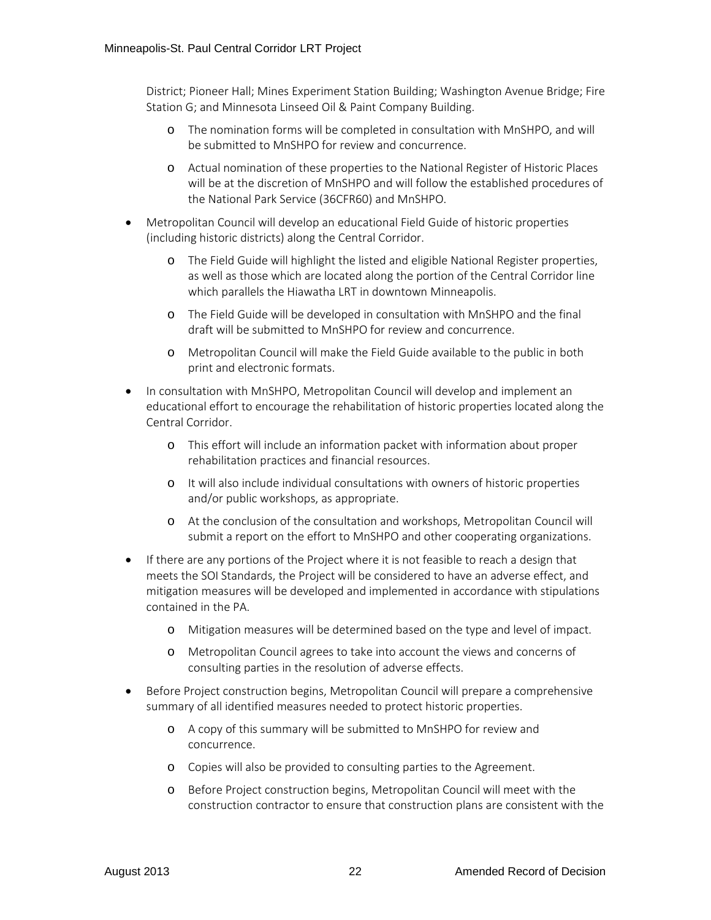District; Pioneer Hall; Mines Experiment Station Building; Washington Avenue Bridge; Fire Station G; and Minnesota Linseed Oil & Paint Company Building.

  - The nomination forms will be completed in consultation with MnSHPO, and will be submitted to MnSHPO for review and concurrence.
  - Actual nomination of these properties to the National Register of Historic Places will be at the discretion of MnSHPO and will follow the established procedures of the National Park Service (36CFR60) and MnSHPO.

- Metropolitan Council will develop an educational Field Guide of historic properties (including historic districts) along the Central Corridor.
  - The Field Guide will highlight the listed and eligible National Register properties, as well as those which are located along the portion of the Central Corridor line which parallels the Hiawatha LRT in downtown Minneapolis.
  - The Field Guide will be developed in consultation with MnSHPO and the final draft will be submitted to MnSHPO for review and concurrence.
  - Metropolitan Council will make the Field Guide available to the public in both print and electronic formats.
- In consultation with MnSHPO, Metropolitan Council will develop and implement an educational effort to encourage the rehabilitation of historic properties located along the Central Corridor.
  - This effort will include an information packet with information about proper rehabilitation practices and financial resources.
  - It will also include individual consultations with owners of historic properties and/or public workshops, as appropriate.
  - At the conclusion of the consultation and workshops, Metropolitan Council will submit a report on the effort to MnSHPO and other cooperating organizations.
- If there are any portions of the Project where it is not feasible to reach a design that meets the SOI Standards, the Project will be considered to have an adverse effect, and mitigation measures will be developed and implemented in accordance with stipulations contained in the PA.
  - Mitigation measures will be determined based on the type and level of impact.
  - Metropolitan Council agrees to take into account the views and concerns of consulting parties in the resolution of adverse effects.
- Before Project construction begins, Metropolitan Council will prepare a comprehensive summary of all identified measures needed to protect historic properties.
  - A copy of this summary will be submitted to MnSHPO for review and concurrence.
  - Copies will also be provided to consulting parties to the Agreement.
  - Before Project construction begins, Metropolitan Council will meet with the construction contractor to ensure that construction plans are consistent with the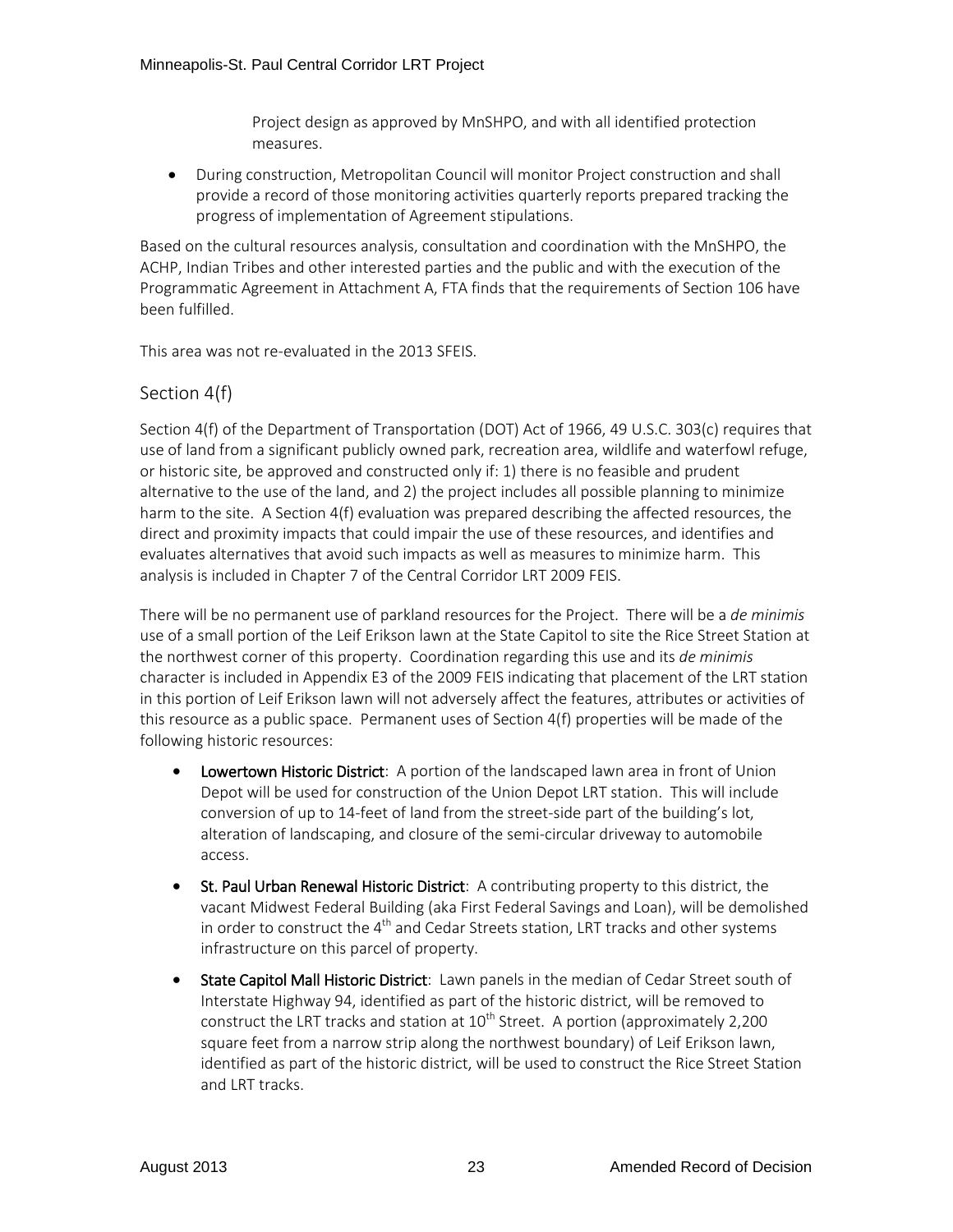Project design as approved by MnSHPO, and with all identified protection measures.

- During construction, Metropolitan Council will monitor Project construction and shall provide a record of those monitoring activities quarterly reports prepared tracking the progress of implementation of Agreement stipulations.

Based on the cultural resources analysis, consultation and coordination with the MnSHPO, the ACHP, Indian Tribes and other interested parties and the public and with the execution of the Programmatic Agreement in Attachment A, FTA finds that the requirements of Section 106 have been fulfilled.

This area was not re-evaluated in the 2013 SFEIS.

## Section 4(f)

Section 4(f) of the Department of Transportation (DOT) Act of 1966, 49 U.S.C. 303(c) requires that use of land from a significant publicly owned park, recreation area, wildlife and waterfowl refuge, or historic site, be approved and constructed only if: 1) there is no feasible and prudent alternative to the use of the land, and 2) the project includes all possible planning to minimize harm to the site. A Section 4(f) evaluation was prepared describing the affected resources, the direct and proximity impacts that could impair the use of these resources, and identifies and evaluates alternatives that avoid such impacts as well as measures to minimize harm. This analysis is included in Chapter 7 of the Central Corridor LRT 2009 FEIS.

There will be no permanent use of parkland resources for the Project. There will be a *de minimis* use of a small portion of the Leif Erikson lawn at the State Capitol to site the Rice Street Station at the northwest corner of this property. Coordination regarding this use and its *de minimis* character is included in Appendix E3 of the 2009 FEIS indicating that placement of the LRT station in this portion of Leif Erikson lawn will not adversely affect the features, attributes or activities of this resource as a public space. Permanent uses of Section 4(f) properties will be made of the following historic resources:

- **Lowertown Historic District**: A portion of the landscaped lawn area in front of Union Depot will be used for construction of the Union Depot LRT station. This will include conversion of up to 14-feet of land from the street-side part of the building's lot, alteration of landscaping, and closure of the semi-circular driveway to automobile access.
- **St. Paul Urban Renewal Historic District**: A contributing property to this district, the vacant Midwest Federal Building (aka First Federal Savings and Loan), will be demolished in order to construct the 4th and Cedar Streets station, LRT tracks and other systems infrastructure on this parcel of property.
- **State Capitol Mall Historic District**: Lawn panels in the median of Cedar Street south of Interstate Highway 94, identified as part of the historic district, will be removed to construct the LRT tracks and station at 10th Street. A portion (approximately 2,200 square feet from a narrow strip along the northwest boundary) of Leif Erikson lawn, identified as part of the historic district, will be used to construct the Rice Street Station and LRT tracks.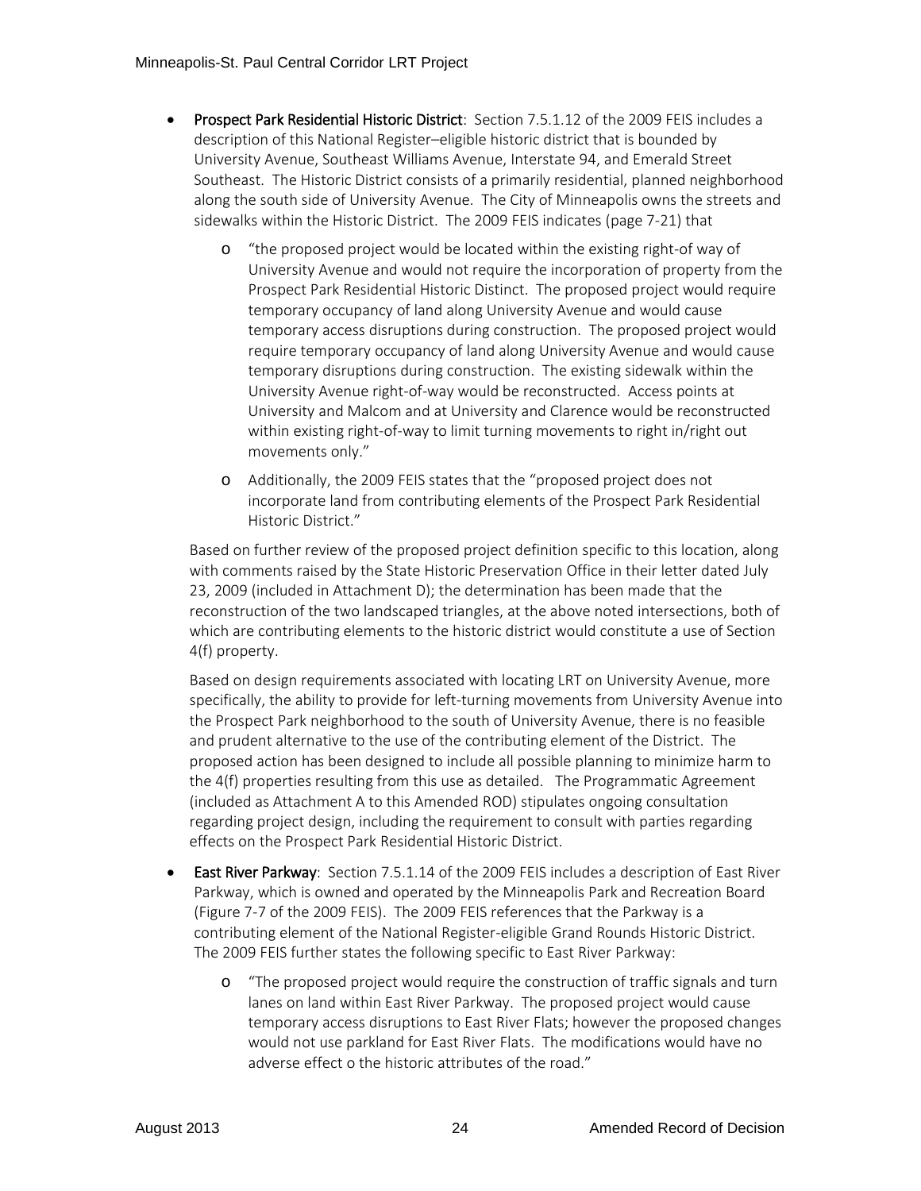- **Prospect Park Residential Historic District**: Section 7.5.1.12 of the 2009 FEIS includes a description of this National Register–eligible historic district that is bounded by University Avenue, Southeast Williams Avenue, Interstate 94, and Emerald Street Southeast. The Historic District consists of a primarily residential, planned neighborhood along the south side of University Avenue. The City of Minneapolis owns the streets and sidewalks within the Historic District. The 2009 FEIS indicates (page 7-21) that
  - "the proposed project would be located within the existing right-of way of University Avenue and would not require the incorporation of property from the Prospect Park Residential Historic Distinct. The proposed project would require temporary occupancy of land along University Avenue and would cause temporary access disruptions during construction. The proposed project would require temporary occupancy of land along University Avenue and would cause temporary disruptions during construction. The existing sidewalk within the University Avenue right-of-way would be reconstructed. Access points at University and Malcom and at University and Clarence would be reconstructed within existing right-of-way to limit turning movements to right in/right out movements only."
  - Additionally, the 2009 FEIS states that the "proposed project does not incorporate land from contributing elements of the Prospect Park Residential Historic District."

  Based on further review of the proposed project definition specific to this location, along with comments raised by the State Historic Preservation Office in their letter dated July 23, 2009 (included in Attachment D); the determination has been made that the reconstruction of the two landscaped triangles, at the above noted intersections, both of which are contributing elements to the historic district would constitute a use of Section 4(f) property.

  Based on design requirements associated with locating LRT on University Avenue, more specifically, the ability to provide for left-turning movements from University Avenue into the Prospect Park neighborhood to the south of University Avenue, there is no feasible and prudent alternative to the use of the contributing element of the District. The proposed action has been designed to include all possible planning to minimize harm to the 4(f) properties resulting from this use as detailed. The Programmatic Agreement (included as Attachment A to this Amended ROD) stipulates ongoing consultation regarding project design, including the requirement to consult with parties regarding effects on the Prospect Park Residential Historic District.

- **East River Parkway**: Section 7.5.1.14 of the 2009 FEIS includes a description of East River Parkway, which is owned and operated by the Minneapolis Park and Recreation Board (Figure 7-7 of the 2009 FEIS). The 2009 FEIS references that the Parkway is a contributing element of the National Register-eligible Grand Rounds Historic District. The 2009 FEIS further states the following specific to East River Parkway:
  - "The proposed project would require the construction of traffic signals and turn lanes on land within East River Parkway. The proposed project would cause temporary access disruptions to East River Flats; however the proposed changes would not use parkland for East River Flats. The modifications would have no adverse effect o the historic attributes of the road."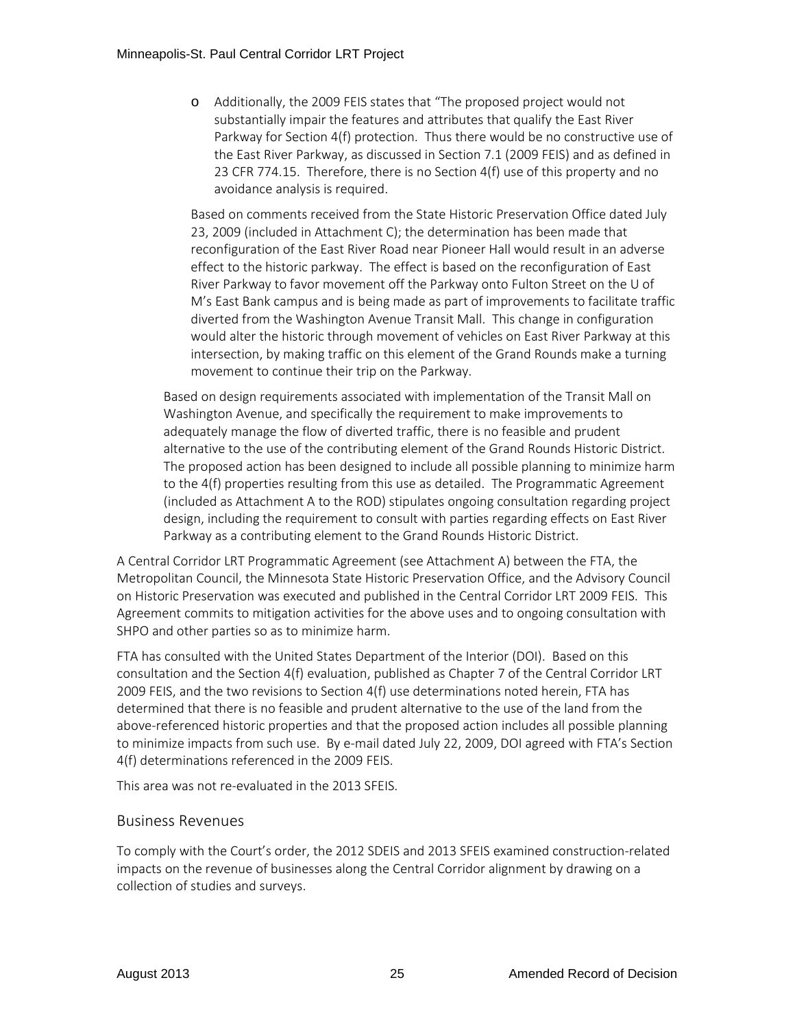- Additionally, the 2009 FEIS states that "The proposed project would not substantially impair the features and attributes that qualify the East River Parkway for Section 4(f) protection. Thus there would be no constructive use of the East River Parkway, as discussed in Section 7.1 (2009 FEIS) and as defined in 23 CFR 774.15. Therefore, there is no Section 4(f) use of this property and no avoidance analysis is required.

  Based on comments received from the State Historic Preservation Office dated July 23, 2009 (included in Attachment C); the determination has been made that reconfiguration of the East River Road near Pioneer Hall would result in an adverse effect to the historic parkway. The effect is based on the reconfiguration of East River Parkway to favor movement off the Parkway onto Fulton Street on the U of M's East Bank campus and is being made as part of improvements to facilitate traffic diverted from the Washington Avenue Transit Mall. This change in configuration would alter the historic through movement of vehicles on East River Parkway at this intersection, by making traffic on this element of the Grand Rounds make a turning movement to continue their trip on the Parkway.

Based on design requirements associated with implementation of the Transit Mall on Washington Avenue, and specifically the requirement to make improvements to adequately manage the flow of diverted traffic, there is no feasible and prudent alternative to the use of the contributing element of the Grand Rounds Historic District. The proposed action has been designed to include all possible planning to minimize harm to the 4(f) properties resulting from this use as detailed. The Programmatic Agreement (included as Attachment A to the ROD) stipulates ongoing consultation regarding project design, including the requirement to consult with parties regarding effects on East River Parkway as a contributing element to the Grand Rounds Historic District.

A Central Corridor LRT Programmatic Agreement (see Attachment A) between the FTA, the Metropolitan Council, the Minnesota State Historic Preservation Office, and the Advisory Council on Historic Preservation was executed and published in the Central Corridor LRT 2009 FEIS. This Agreement commits to mitigation activities for the above uses and to ongoing consultation with SHPO and other parties so as to minimize harm.

FTA has consulted with the United States Department of the Interior (DOI). Based on this consultation and the Section 4(f) evaluation, published as Chapter 7 of the Central Corridor LRT 2009 FEIS, and the two revisions to Section 4(f) use determinations noted herein, FTA has determined that there is no feasible and prudent alternative to the use of the land from the above-referenced historic properties and that the proposed action includes all possible planning to minimize impacts from such use. By e-mail dated July 22, 2009, DOI agreed with FTA's Section 4(f) determinations referenced in the 2009 FEIS.

This area was not re-evaluated in the 2013 SFEIS.

## Business Revenues

To comply with the Court's order, the 2012 SDEIS and 2013 SFEIS examined construction-related impacts on the revenue of businesses along the Central Corridor alignment by drawing on a collection of studies and surveys.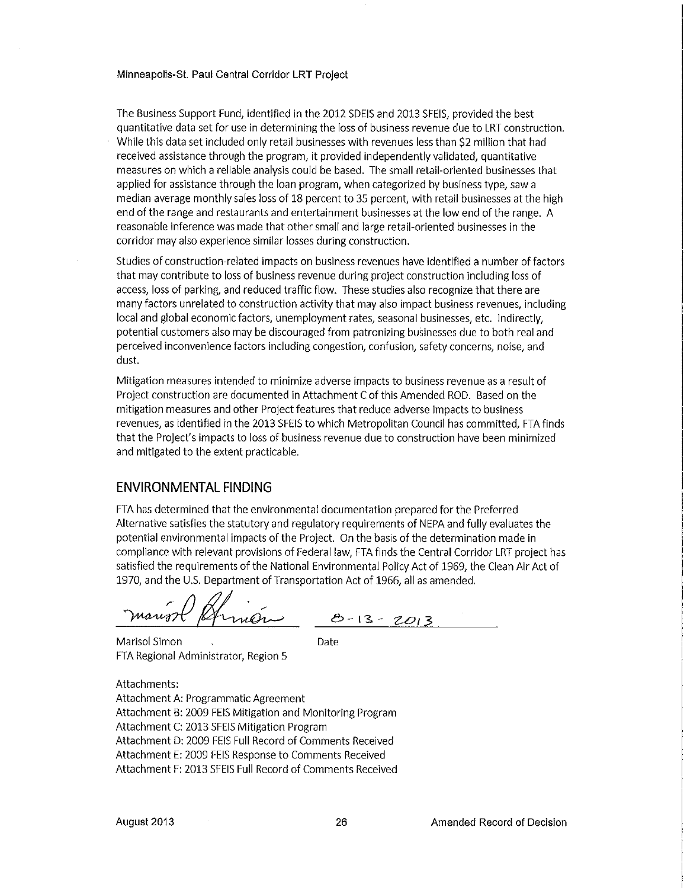The Business Support Fund, identified in the 2012 SDEIS and 2013 SFEIS, provided the best quantitative data set for use in determining the loss of business revenue due to LRT construction. While this data set included only retail businesses with revenues less than $2 million that had received assistance through the program, it provided independently validated, quantitative measures on which a reliable analysis could be based. The small retail-oriented businesses that applied for assistance through the loan program, when categorized by business type, saw a median average monthly sales loss of 18 percent to 35 percent, with retail businesses at the high end of the range and restaurants and entertainment businesses at the low end of the range. A reasonable inference was made that other small and large retail-oriented businesses in the corridor may also experience similar losses during construction.

Studies of construction-related impacts on business revenues have identified a number of factors that may contribute to loss of business revenue during project construction including loss of access, loss of parking, and reduced traffic flow. These studies also recognize that there are many factors unrelated to construction activity that may also impact business revenues, including local and global economic factors, unemployment rates, seasonal businesses, etc. Indirectly, potential customers also may be discouraged from patronizing businesses due to both real and perceived inconvenience factors including congestion, confusion, safety concerns, noise, and dust.

Mitigation measures intended to minimize adverse impacts to business revenue as a result of Project construction are documented in Attachment C of this Amended ROD. Based on the mitigation measures and other Project features that reduce adverse impacts to business revenues, as identified in the 2013 SFEIS to which Metropolitan Council has committed, FTA finds that the Project's impacts to loss of business revenue due to construction have been minimized and mitigated to the extent practicable.

## ENVIRONMENTAL FINDING

FTA has determined that the environmental documentation prepared for the Preferred Alternative satisfies the statutory and regulatory requirements of NEPA and fully evaluates the potential environmental impacts of the Project. On the basis of the determination made in compliance with relevant provisions of Federal law, FTA finds the Central Corridor LRT project has satisfied the requirements of the National Environmental Policy Act of 1969, the Clean Air Act of 1970, and the U.S. Department of Transportation Act of 1966, all as amended.

Marisol Simon — 8-13-2013

Marisol Simon
FTA Regional Administrator, Region 5

Date

Attachments:
Attachment A: Programmatic Agreement
Attachment B: 2009 FEIS Mitigation and Monitoring Program
Attachment C: 2013 SFEIS Mitigation Program
Attachment D: 2009 FEIS Full Record of Comments Received
Attachment E: 2009 FEIS Response to Comments Received
Attachment F: 2013 SFEIS Full Record of Comments Received